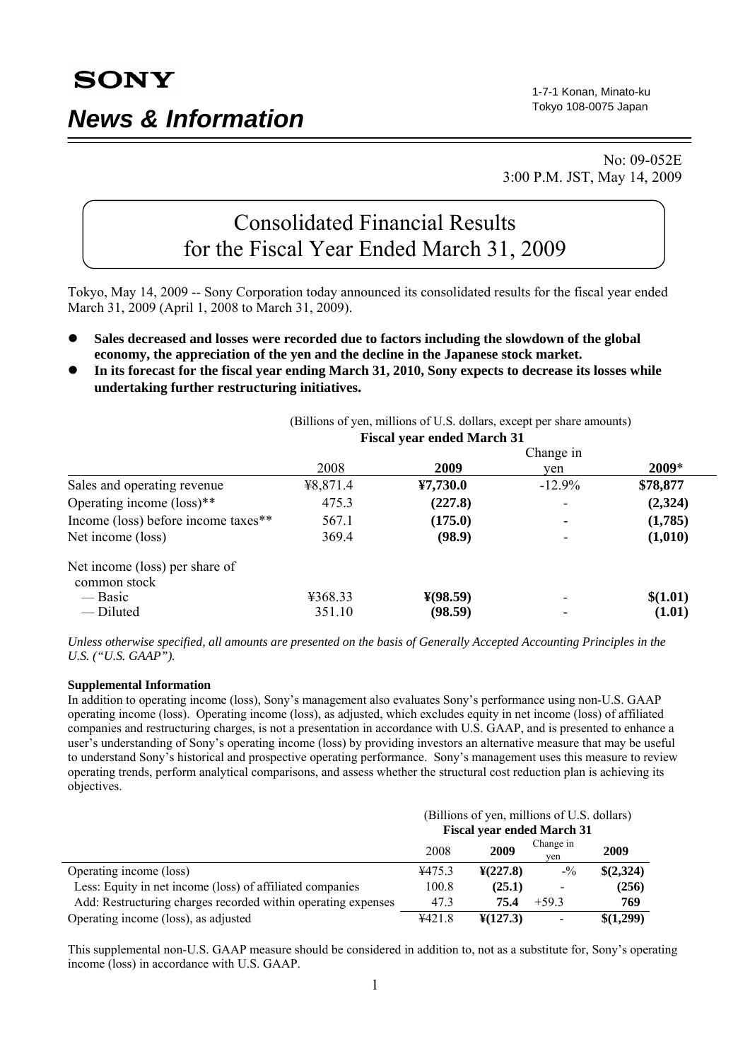**SONY**

# *News & Information*

1-7-1 Konan, Minato-ku
Tokyo 108-0075 Japan

No: 09-052E
3:00 P.M. JST, May 14, 2009

# Consolidated Financial Results for the Fiscal Year Ended March 31, 2009

Tokyo, May 14, 2009 -- Sony Corporation today announced its consolidated results for the fiscal year ended March 31, 2009 (April 1, 2008 to March 31, 2009).

- **Sales decreased and losses were recorded due to factors including the slowdown of the global economy, the appreciation of the yen and the decline in the Japanese stock market.**
- **In its forecast for the fiscal year ending March 31, 2010, Sony expects to decrease its losses while undertaking further restructuring initiatives.**

(Billions of yen, millions of U.S. dollars, except per share amounts)

| | Fiscal year ended March 31 | | | |
|---|---|---|---|---|
| | 2008 | **2009** | Change in yen | **2009*** |
| Sales and operating revenue | ¥8,871.4 | **¥7,730.0** | -12.9% | **$78,877** |
| Operating income (loss)** | 475.3 | **(227.8)** | - | **(2,324)** |
| Income (loss) before income taxes** | 567.1 | **(175.0)** | - | **(1,785)** |
| Net income (loss) | 369.4 | **(98.9)** | - | **(1,010)** |
| Net income (loss) per share of common stock | | | | |
| — Basic | ¥368.33 | **¥(98.59)** | - | **$(1.01)** |
| — Diluted | 351.10 | **(98.59)** | - | **(1.01)** |

*Unless otherwise specified, all amounts are presented on the basis of Generally Accepted Accounting Principles in the U.S. ("U.S. GAAP").*

**Supplemental Information**

In addition to operating income (loss), Sony's management also evaluates Sony's performance using non-U.S. GAAP operating income (loss). Operating income (loss), as adjusted, which excludes equity in net income (loss) of affiliated companies and restructuring charges, is not a presentation in accordance with U.S. GAAP, and is presented to enhance a user's understanding of Sony's operating income (loss) by providing investors an alternative measure that may be useful to understand Sony's historical and prospective operating performance. Sony's management uses this measure to review operating trends, perform analytical comparisons, and assess whether the structural cost reduction plan is achieving its objectives.

(Billions of yen, millions of U.S. dollars)

| | Fiscal year ended March 31 | | | |
|---|---|---|---|---|
| | 2008 | **2009** | Change in yen | **2009** |
| Operating income (loss) | ¥475.3 | **¥(227.8)** | -% | **$(2,324)** |
| Less: Equity in net income (loss) of affiliated companies | 100.8 | **(25.1)** | - | **(256)** |
| Add: Restructuring charges recorded within operating expenses | 47.3 | **75.4** | +59.3 | **769** |
| Operating income (loss), as adjusted | ¥421.8 | **¥(127.3)** | - | **$(1,299)** |

This supplemental non-U.S. GAAP measure should be considered in addition to, not as a substitute for, Sony's operating income (loss) in accordance with U.S. GAAP.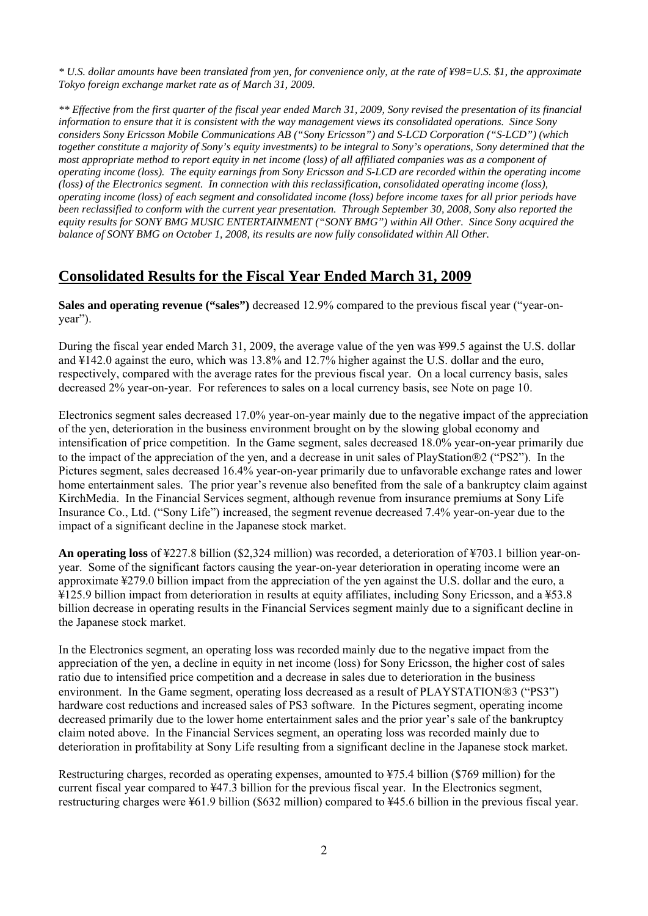*\* U.S. dollar amounts have been translated from yen, for convenience only, at the rate of ¥98=U.S. $1, the approximate Tokyo foreign exchange market rate as of March 31, 2009.*

*\*\* Effective from the first quarter of the fiscal year ended March 31, 2009, Sony revised the presentation of its financial information to ensure that it is consistent with the way management views its consolidated operations. Since Sony considers Sony Ericsson Mobile Communications AB ("Sony Ericsson") and S-LCD Corporation ("S-LCD") (which together constitute a majority of Sony's equity investments) to be integral to Sony's operations, Sony determined that the most appropriate method to report equity in net income (loss) of all affiliated companies was as a component of operating income (loss). The equity earnings from Sony Ericsson and S-LCD are recorded within the operating income (loss) of the Electronics segment. In connection with this reclassification, consolidated operating income (loss), operating income (loss) of each segment and consolidated income (loss) before income taxes for all prior periods have been reclassified to conform with the current year presentation. Through September 30, 2008, Sony also reported the equity results for SONY BMG MUSIC ENTERTAINMENT ("SONY BMG") within All Other. Since Sony acquired the balance of SONY BMG on October 1, 2008, its results are now fully consolidated within All Other.*

## Consolidated Results for the Fiscal Year Ended March 31, 2009

**Sales and operating revenue ("sales")** decreased 12.9% compared to the previous fiscal year ("year-on-year").

During the fiscal year ended March 31, 2009, the average value of the yen was ¥99.5 against the U.S. dollar and ¥142.0 against the euro, which was 13.8% and 12.7% higher against the U.S. dollar and the euro, respectively, compared with the average rates for the previous fiscal year. On a local currency basis, sales decreased 2% year-on-year. For references to sales on a local currency basis, see Note on page 10.

Electronics segment sales decreased 17.0% year-on-year mainly due to the negative impact of the appreciation of the yen, deterioration in the business environment brought on by the slowing global economy and intensification of price competition. In the Game segment, sales decreased 18.0% year-on-year primarily due to the impact of the appreciation of the yen, and a decrease in unit sales of PlayStation®2 ("PS2"). In the Pictures segment, sales decreased 16.4% year-on-year primarily due to unfavorable exchange rates and lower home entertainment sales. The prior year's revenue also benefited from the sale of a bankruptcy claim against KirchMedia. In the Financial Services segment, although revenue from insurance premiums at Sony Life Insurance Co., Ltd. ("Sony Life") increased, the segment revenue decreased 7.4% year-on-year due to the impact of a significant decline in the Japanese stock market.

**An operating loss** of ¥227.8 billion ($2,324 million) was recorded, a deterioration of ¥703.1 billion year-on-year. Some of the significant factors causing the year-on-year deterioration in operating income were an approximate ¥279.0 billion impact from the appreciation of the yen against the U.S. dollar and the euro, a ¥125.9 billion impact from deterioration in results at equity affiliates, including Sony Ericsson, and a ¥53.8 billion decrease in operating results in the Financial Services segment mainly due to a significant decline in the Japanese stock market.

In the Electronics segment, an operating loss was recorded mainly due to the negative impact from the appreciation of the yen, a decline in equity in net income (loss) for Sony Ericsson, the higher cost of sales ratio due to intensified price competition and a decrease in sales due to deterioration in the business environment. In the Game segment, operating loss decreased as a result of PLAYSTATION®3 ("PS3") hardware cost reductions and increased sales of PS3 software. In the Pictures segment, operating income decreased primarily due to the lower home entertainment sales and the prior year's sale of the bankruptcy claim noted above. In the Financial Services segment, an operating loss was recorded mainly due to deterioration in profitability at Sony Life resulting from a significant decline in the Japanese stock market.

Restructuring charges, recorded as operating expenses, amounted to ¥75.4 billion ($769 million) for the current fiscal year compared to ¥47.3 billion for the previous fiscal year. In the Electronics segment, restructuring charges were ¥61.9 billion ($632 million) compared to ¥45.6 billion in the previous fiscal year.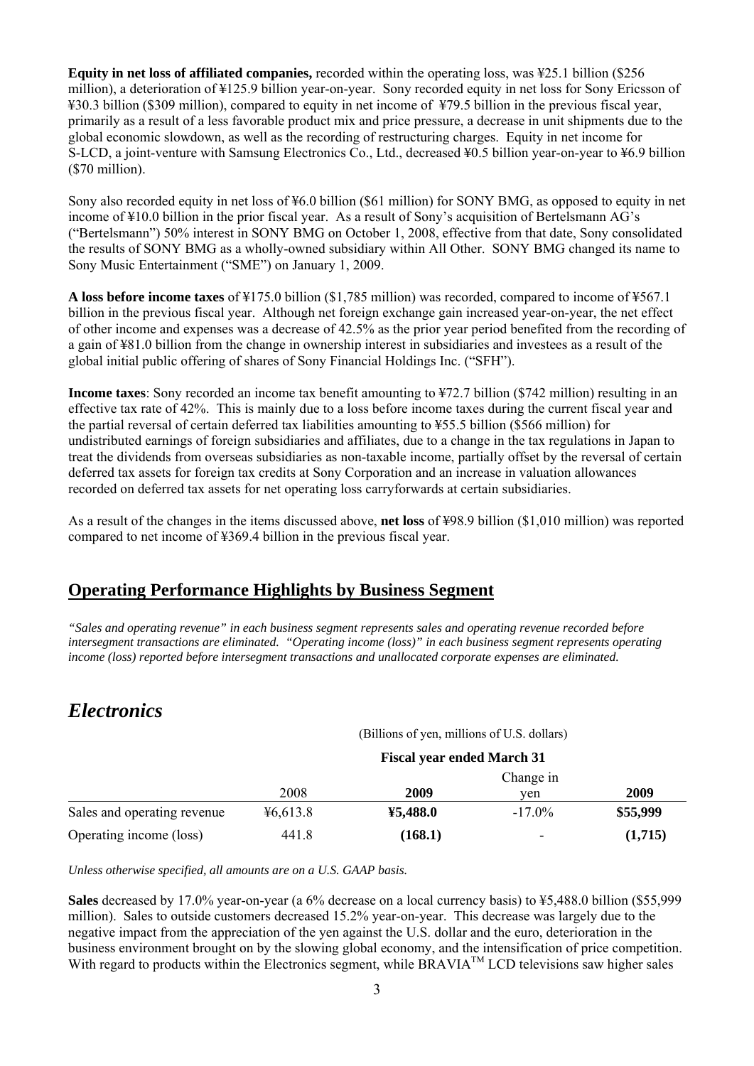**Equity in net loss of affiliated companies,** recorded within the operating loss, was ¥25.1 billion ($256 million), a deterioration of ¥125.9 billion year-on-year. Sony recorded equity in net loss for Sony Ericsson of ¥30.3 billion ($309 million), compared to equity in net income of ¥79.5 billion in the previous fiscal year, primarily as a result of a less favorable product mix and price pressure, a decrease in unit shipments due to the global economic slowdown, as well as the recording of restructuring charges. Equity in net income for S-LCD, a joint-venture with Samsung Electronics Co., Ltd., decreased ¥0.5 billion year-on-year to ¥6.9 billion ($70 million).

Sony also recorded equity in net loss of ¥6.0 billion ($61 million) for SONY BMG, as opposed to equity in net income of ¥10.0 billion in the prior fiscal year. As a result of Sony's acquisition of Bertelsmann AG's ("Bertelsmann") 50% interest in SONY BMG on October 1, 2008, effective from that date, Sony consolidated the results of SONY BMG as a wholly-owned subsidiary within All Other. SONY BMG changed its name to Sony Music Entertainment ("SME") on January 1, 2009.

**A loss before income taxes** of ¥175.0 billion ($1,785 million) was recorded, compared to income of ¥567.1 billion in the previous fiscal year. Although net foreign exchange gain increased year-on-year, the net effect of other income and expenses was a decrease of 42.5% as the prior year period benefited from the recording of a gain of ¥81.0 billion from the change in ownership interest in subsidiaries and investees as a result of the global initial public offering of shares of Sony Financial Holdings Inc. ("SFH").

**Income taxes**: Sony recorded an income tax benefit amounting to ¥72.7 billion ($742 million) resulting in an effective tax rate of 42%. This is mainly due to a loss before income taxes during the current fiscal year and the partial reversal of certain deferred tax liabilities amounting to ¥55.5 billion ($566 million) for undistributed earnings of foreign subsidiaries and affiliates, due to a change in the tax regulations in Japan to treat the dividends from overseas subsidiaries as non-taxable income, partially offset by the reversal of certain deferred tax assets for foreign tax credits at Sony Corporation and an increase in valuation allowances recorded on deferred tax assets for net operating loss carryforwards at certain subsidiaries.

As a result of the changes in the items discussed above, **net loss** of ¥98.9 billion ($1,010 million) was reported compared to net income of ¥369.4 billion in the previous fiscal year.

## Operating Performance Highlights by Business Segment

*"Sales and operating revenue" in each business segment represents sales and operating revenue recorded before intersegment transactions are eliminated. "Operating income (loss)" in each business segment represents operating income (loss) reported before intersegment transactions and unallocated corporate expenses are eliminated.*

## *Electronics*

(Billions of yen, millions of U.S. dollars)

| | Fiscal year ended March 31 | | | |
|---|---|---|---|---|
| | 2008 | **2009** | Change in yen | **2009** |
| Sales and operating revenue | ¥6,613.8 | **¥5,488.0** | -17.0% | **$55,999** |
| Operating income (loss) | 441.8 | **(168.1)** | - | **(1,715)** |

*Unless otherwise specified, all amounts are on a U.S. GAAP basis.*

**Sales** decreased by 17.0% year-on-year (a 6% decrease on a local currency basis) to ¥5,488.0 billion ($55,999 million). Sales to outside customers decreased 15.2% year-on-year. This decrease was largely due to the negative impact from the appreciation of the yen against the U.S. dollar and the euro, deterioration in the business environment brought on by the slowing global economy, and the intensification of price competition. With regard to products within the Electronics segment, while BRAVIA™ LCD televisions saw higher sales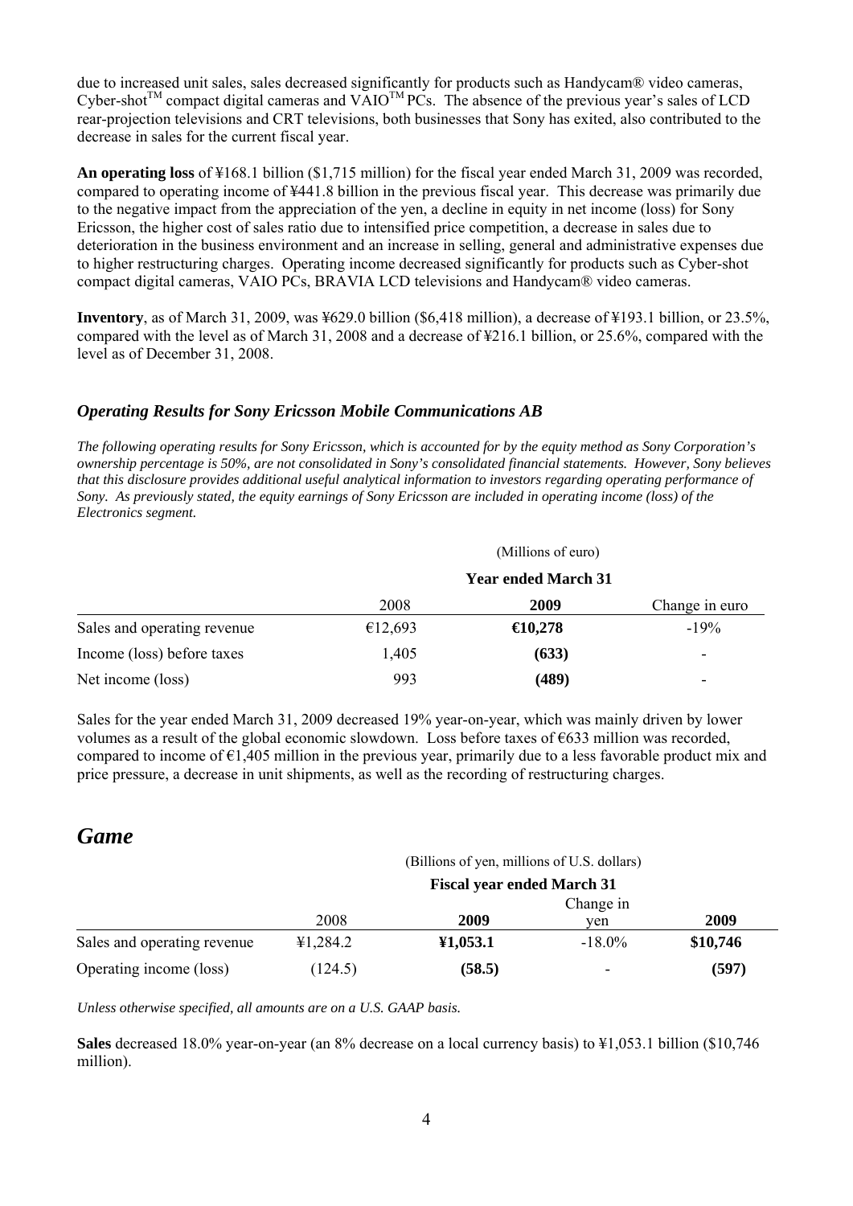due to increased unit sales, sales decreased significantly for products such as Handycam® video cameras, Cyber-shot™ compact digital cameras and VAIO™ PCs. The absence of the previous year's sales of LCD rear-projection televisions and CRT televisions, both businesses that Sony has exited, also contributed to the decrease in sales for the current fiscal year.

**An operating loss** of ¥168.1 billion ($1,715 million) for the fiscal year ended March 31, 2009 was recorded, compared to operating income of ¥441.8 billion in the previous fiscal year. This decrease was primarily due to the negative impact from the appreciation of the yen, a decline in equity in net income (loss) for Sony Ericsson, the higher cost of sales ratio due to intensified price competition, a decrease in sales due to deterioration in the business environment and an increase in selling, general and administrative expenses due to higher restructuring charges. Operating income decreased significantly for products such as Cyber-shot compact digital cameras, VAIO PCs, BRAVIA LCD televisions and Handycam® video cameras.

**Inventory**, as of March 31, 2009, was ¥629.0 billion ($6,418 million), a decrease of ¥193.1 billion, or 23.5%, compared with the level as of March 31, 2008 and a decrease of ¥216.1 billion, or 25.6%, compared with the level as of December 31, 2008.

### *Operating Results for Sony Ericsson Mobile Communications AB*

*The following operating results for Sony Ericsson, which is accounted for by the equity method as Sony Corporation's ownership percentage is 50%, are not consolidated in Sony's consolidated financial statements. However, Sony believes that this disclosure provides additional useful analytical information to investors regarding operating performance of Sony. As previously stated, the equity earnings of Sony Ericsson are included in operating income (loss) of the Electronics segment.*

| | (Millions of euro) | | |
|---|---|---|---|
| | **Year ended March 31** | | |
| | 2008 | **2009** | Change in euro |
| Sales and operating revenue | €12,693 | **€10,278** | -19% |
| Income (loss) before taxes | 1,405 | **(633)** | - |
| Net income (loss) | 993 | **(489)** | - |

Sales for the year ended March 31, 2009 decreased 19% year-on-year, which was mainly driven by lower volumes as a result of the global economic slowdown. Loss before taxes of €633 million was recorded, compared to income of €1,405 million in the previous year, primarily due to a less favorable product mix and price pressure, a decrease in unit shipments, as well as the recording of restructuring charges.

## *Game*

| | (Billions of yen, millions of U.S. dollars) | | | |
|---|---|---|---|---|
| | **Fiscal year ended March 31** | | | |
| | 2008 | **2009** | Change in yen | **2009** |
| Sales and operating revenue | ¥1,284.2 | **¥1,053.1** | -18.0% | **$10,746** |
| Operating income (loss) | (124.5) | **(58.5)** | - | **(597)** |

*Unless otherwise specified, all amounts are on a U.S. GAAP basis.*

**Sales** decreased 18.0% year-on-year (an 8% decrease on a local currency basis) to ¥1,053.1 billion ($10,746 million).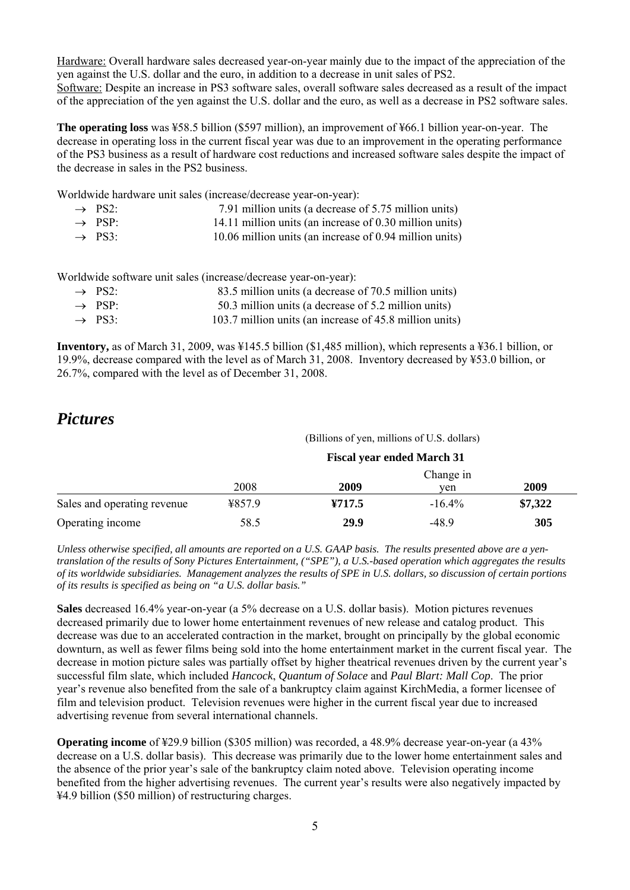Hardware: Overall hardware sales decreased year-on-year mainly due to the impact of the appreciation of the yen against the U.S. dollar and the euro, in addition to a decrease in unit sales of PS2.
Software: Despite an increase in PS3 software sales, overall software sales decreased as a result of the impact of the appreciation of the yen against the U.S. dollar and the euro, as well as a decrease in PS2 software sales.

**The operating loss** was ¥58.5 billion ($597 million), an improvement of ¥66.1 billion year-on-year. The decrease in operating loss in the current fiscal year was due to an improvement in the operating performance of the PS3 business as a result of hardware cost reductions and increased software sales despite the impact of the decrease in sales in the PS2 business.

Worldwide hardware unit sales (increase/decrease year-on-year):

- → PS2: 7.91 million units (a decrease of 5.75 million units)
- → PSP: 14.11 million units (an increase of 0.30 million units)
- → PS3: 10.06 million units (an increase of 0.94 million units)

Worldwide software unit sales (increase/decrease year-on-year):

- → PS2: 83.5 million units (a decrease of 70.5 million units)
- → PSP: 50.3 million units (a decrease of 5.2 million units)
- → PS3: 103.7 million units (an increase of 45.8 million units)

**Inventory,** as of March 31, 2009, was ¥145.5 billion ($1,485 million), which represents a ¥36.1 billion, or 19.9%, decrease compared with the level as of March 31, 2008. Inventory decreased by ¥53.0 billion, or 26.7%, compared with the level as of December 31, 2008.

## *Pictures*

(Billions of yen, millions of U.S. dollars)

| | Fiscal year ended March 31 | | | |
|---|---|---|---|---|
| | 2008 | **2009** | Change in yen | **2009** |
| Sales and operating revenue | ¥857.9 | **¥717.5** | -16.4% | **$7,322** |
| Operating income | 58.5 | **29.9** | -48.9 | **305** |

*Unless otherwise specified, all amounts are reported on a U.S. GAAP basis. The results presented above are a yen-translation of the results of Sony Pictures Entertainment, ("SPE"), a U.S.-based operation which aggregates the results of its worldwide subsidiaries. Management analyzes the results of SPE in U.S. dollars, so discussion of certain portions of its results is specified as being on "a U.S. dollar basis."*

**Sales** decreased 16.4% year-on-year (a 5% decrease on a U.S. dollar basis). Motion pictures revenues decreased primarily due to lower home entertainment revenues of new release and catalog product. This decrease was due to an accelerated contraction in the market, brought on principally by the global economic downturn, as well as fewer films being sold into the home entertainment market in the current fiscal year. The decrease in motion picture sales was partially offset by higher theatrical revenues driven by the current year's successful film slate, which included *Hancock*, *Quantum of Solace* and *Paul Blart: Mall Cop*. The prior year's revenue also benefited from the sale of a bankruptcy claim against KirchMedia, a former licensee of film and television product. Television revenues were higher in the current fiscal year due to increased advertising revenue from several international channels.

**Operating income** of ¥29.9 billion ($305 million) was recorded, a 48.9% decrease year-on-year (a 43% decrease on a U.S. dollar basis). This decrease was primarily due to the lower home entertainment sales and the absence of the prior year's sale of the bankruptcy claim noted above. Television operating income benefited from the higher advertising revenues. The current year's results were also negatively impacted by ¥4.9 billion ($50 million) of restructuring charges.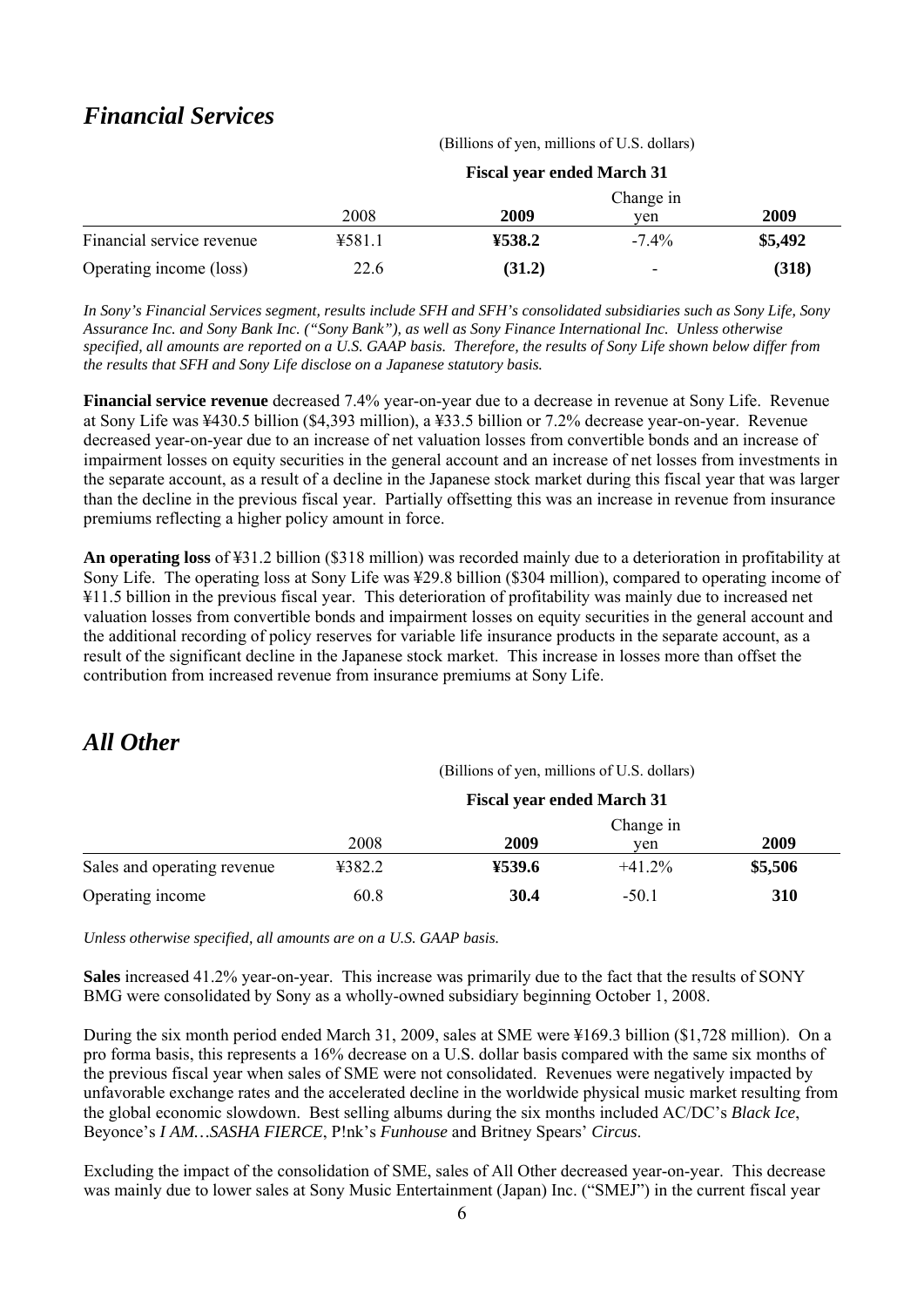## *Financial Services*

| | (Billions of yen, millions of U.S. dollars) | | | |
|---|---|---|---|---|
| | Fiscal year ended March 31 | | | |
| | 2008 | **2009** | Change in yen | **2009** |
| Financial service revenue | ¥581.1 | **¥538.2** | -7.4% | **$5,492** |
| Operating income (loss) | 22.6 | **(31.2)** | - | **(318)** |

*In Sony's Financial Services segment, results include SFH and SFH's consolidated subsidiaries such as Sony Life, Sony Assurance Inc. and Sony Bank Inc. ("Sony Bank"), as well as Sony Finance International Inc. Unless otherwise specified, all amounts are reported on a U.S. GAAP basis. Therefore, the results of Sony Life shown below differ from the results that SFH and Sony Life disclose on a Japanese statutory basis.*

**Financial service revenue** decreased 7.4% year-on-year due to a decrease in revenue at Sony Life. Revenue at Sony Life was ¥430.5 billion ($4,393 million), a ¥33.5 billion or 7.2% decrease year-on-year. Revenue decreased year-on-year due to an increase of net valuation losses from convertible bonds and an increase of impairment losses on equity securities in the general account and an increase of net losses from investments in the separate account, as a result of a decline in the Japanese stock market during this fiscal year that was larger than the decline in the previous fiscal year. Partially offsetting this was an increase in revenue from insurance premiums reflecting a higher policy amount in force.

**An operating loss** of ¥31.2 billion ($318 million) was recorded mainly due to a deterioration in profitability at Sony Life. The operating loss at Sony Life was ¥29.8 billion ($304 million), compared to operating income of ¥11.5 billion in the previous fiscal year. This deterioration of profitability was mainly due to increased net valuation losses from convertible bonds and impairment losses on equity securities in the general account and the additional recording of policy reserves for variable life insurance products in the separate account, as a result of the significant decline in the Japanese stock market. This increase in losses more than offset the contribution from increased revenue from insurance premiums at Sony Life.

## *All Other*

| | (Billions of yen, millions of U.S. dollars) | | | |
|---|---|---|---|---|
| | Fiscal year ended March 31 | | | |
| | 2008 | **2009** | Change in yen | **2009** |
| Sales and operating revenue | ¥382.2 | **¥539.6** | +41.2% | **$5,506** |
| Operating income | 60.8 | **30.4** | -50.1 | **310** |

*Unless otherwise specified, all amounts are on a U.S. GAAP basis.*

**Sales** increased 41.2% year-on-year. This increase was primarily due to the fact that the results of SONY BMG were consolidated by Sony as a wholly-owned subsidiary beginning October 1, 2008.

During the six month period ended March 31, 2009, sales at SME were ¥169.3 billion ($1,728 million). On a pro forma basis, this represents a 16% decrease on a U.S. dollar basis compared with the same six months of the previous fiscal year when sales of SME were not consolidated. Revenues were negatively impacted by unfavorable exchange rates and the accelerated decline in the worldwide physical music market resulting from the global economic slowdown. Best selling albums during the six months included AC/DC's *Black Ice*, Beyonce's *I AM…SASHA FIERCE*, P!nk's *Funhouse* and Britney Spears' *Circus*.

Excluding the impact of the consolidation of SME, sales of All Other decreased year-on-year. This decrease was mainly due to lower sales at Sony Music Entertainment (Japan) Inc. ("SMEJ") in the current fiscal year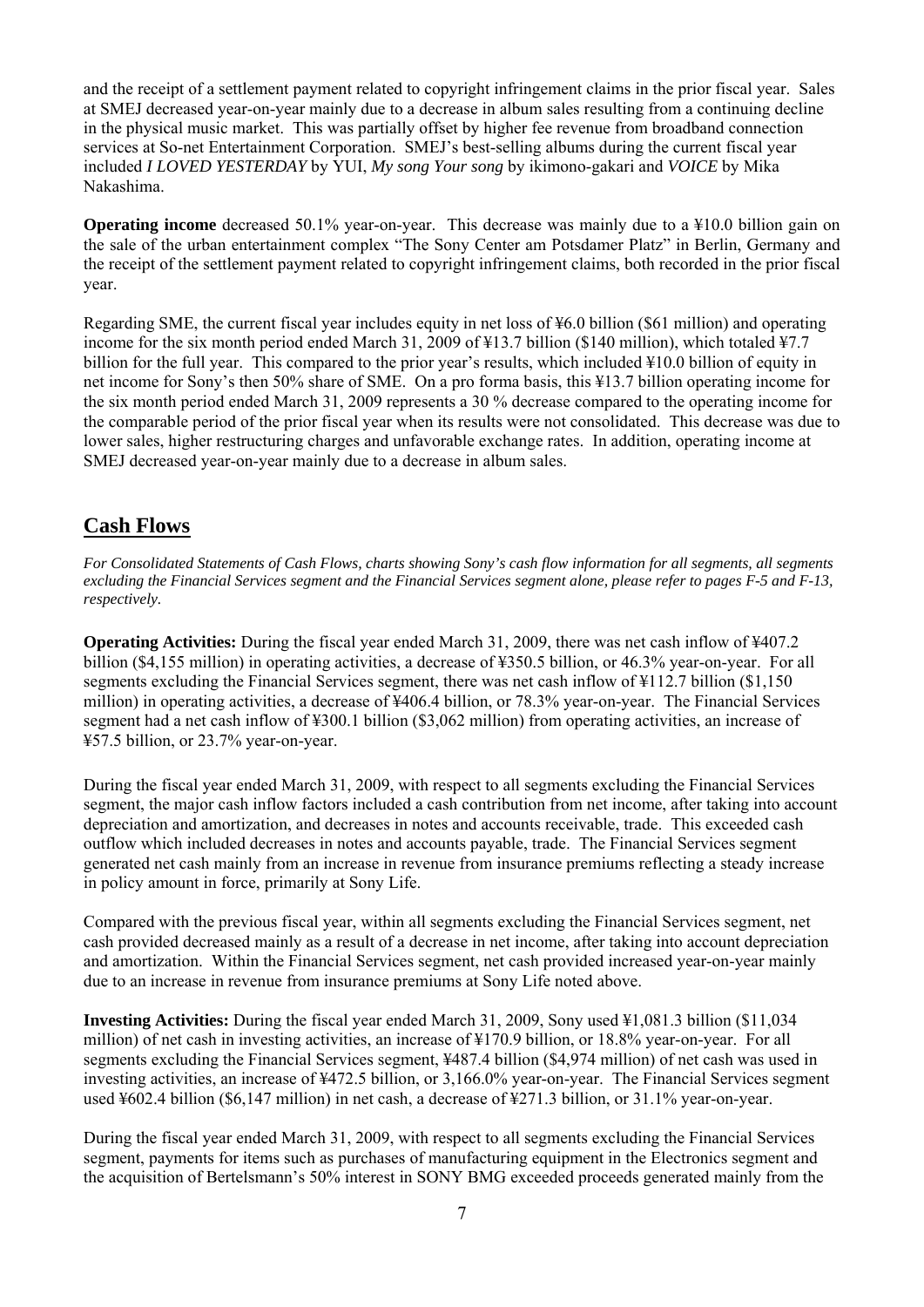and the receipt of a settlement payment related to copyright infringement claims in the prior fiscal year. Sales at SMEJ decreased year-on-year mainly due to a decrease in album sales resulting from a continuing decline in the physical music market. This was partially offset by higher fee revenue from broadband connection services at So-net Entertainment Corporation. SMEJ's best-selling albums during the current fiscal year included *I LOVED YESTERDAY* by YUI, *My song Your song* by ikimono-gakari and *VOICE* by Mika Nakashima.

**Operating income** decreased 50.1% year-on-year. This decrease was mainly due to a ¥10.0 billion gain on the sale of the urban entertainment complex "The Sony Center am Potsdamer Platz" in Berlin, Germany and the receipt of the settlement payment related to copyright infringement claims, both recorded in the prior fiscal year.

Regarding SME, the current fiscal year includes equity in net loss of ¥6.0 billion ($61 million) and operating income for the six month period ended March 31, 2009 of ¥13.7 billion ($140 million), which totaled ¥7.7 billion for the full year. This compared to the prior year's results, which included ¥10.0 billion of equity in net income for Sony's then 50% share of SME. On a pro forma basis, this ¥13.7 billion operating income for the six month period ended March 31, 2009 represents a 30 % decrease compared to the operating income for the comparable period of the prior fiscal year when its results were not consolidated. This decrease was due to lower sales, higher restructuring charges and unfavorable exchange rates. In addition, operating income at SMEJ decreased year-on-year mainly due to a decrease in album sales.

## Cash Flows

*For Consolidated Statements of Cash Flows, charts showing Sony's cash flow information for all segments, all segments excluding the Financial Services segment and the Financial Services segment alone, please refer to pages F-5 and F-13, respectively.*

**Operating Activities:** During the fiscal year ended March 31, 2009, there was net cash inflow of ¥407.2 billion ($4,155 million) in operating activities, a decrease of ¥350.5 billion, or 46.3% year-on-year. For all segments excluding the Financial Services segment, there was net cash inflow of ¥112.7 billion ($1,150 million) in operating activities, a decrease of ¥406.4 billion, or 78.3% year-on-year. The Financial Services segment had a net cash inflow of ¥300.1 billion ($3,062 million) from operating activities, an increase of ¥57.5 billion, or 23.7% year-on-year.

During the fiscal year ended March 31, 2009, with respect to all segments excluding the Financial Services segment, the major cash inflow factors included a cash contribution from net income, after taking into account depreciation and amortization, and decreases in notes and accounts receivable, trade. This exceeded cash outflow which included decreases in notes and accounts payable, trade. The Financial Services segment generated net cash mainly from an increase in revenue from insurance premiums reflecting a steady increase in policy amount in force, primarily at Sony Life.

Compared with the previous fiscal year, within all segments excluding the Financial Services segment, net cash provided decreased mainly as a result of a decrease in net income, after taking into account depreciation and amortization. Within the Financial Services segment, net cash provided increased year-on-year mainly due to an increase in revenue from insurance premiums at Sony Life noted above.

**Investing Activities:** During the fiscal year ended March 31, 2009, Sony used ¥1,081.3 billion ($11,034 million) of net cash in investing activities, an increase of ¥170.9 billion, or 18.8% year-on-year. For all segments excluding the Financial Services segment, ¥487.4 billion ($4,974 million) of net cash was used in investing activities, an increase of ¥472.5 billion, or 3,166.0% year-on-year. The Financial Services segment used ¥602.4 billion ($6,147 million) in net cash, a decrease of ¥271.3 billion, or 31.1% year-on-year.

During the fiscal year ended March 31, 2009, with respect to all segments excluding the Financial Services segment, payments for items such as purchases of manufacturing equipment in the Electronics segment and the acquisition of Bertelsmann's 50% interest in SONY BMG exceeded proceeds generated mainly from the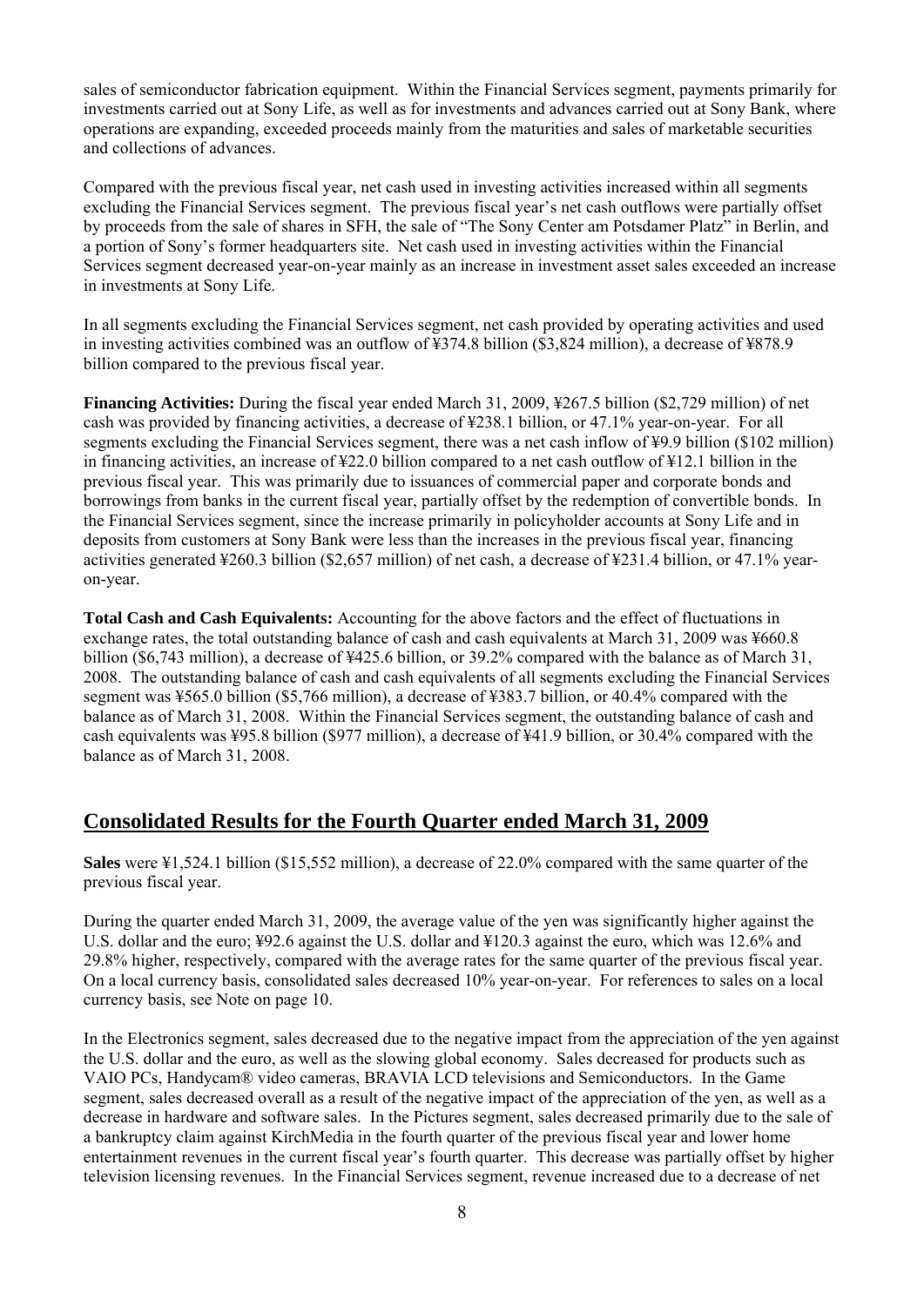sales of semiconductor fabrication equipment. Within the Financial Services segment, payments primarily for investments carried out at Sony Life, as well as for investments and advances carried out at Sony Bank, where operations are expanding, exceeded proceeds mainly from the maturities and sales of marketable securities and collections of advances.

Compared with the previous fiscal year, net cash used in investing activities increased within all segments excluding the Financial Services segment. The previous fiscal year's net cash outflows were partially offset by proceeds from the sale of shares in SFH, the sale of "The Sony Center am Potsdamer Platz" in Berlin, and a portion of Sony's former headquarters site. Net cash used in investing activities within the Financial Services segment decreased year-on-year mainly as an increase in investment asset sales exceeded an increase in investments at Sony Life.

In all segments excluding the Financial Services segment, net cash provided by operating activities and used in investing activities combined was an outflow of ¥374.8 billion ($3,824 million), a decrease of ¥878.9 billion compared to the previous fiscal year.

**Financing Activities:** During the fiscal year ended March 31, 2009, ¥267.5 billion ($2,729 million) of net cash was provided by financing activities, a decrease of ¥238.1 billion, or 47.1% year-on-year. For all segments excluding the Financial Services segment, there was a net cash inflow of ¥9.9 billion ($102 million) in financing activities, an increase of ¥22.0 billion compared to a net cash outflow of ¥12.1 billion in the previous fiscal year. This was primarily due to issuances of commercial paper and corporate bonds and borrowings from banks in the current fiscal year, partially offset by the redemption of convertible bonds. In the Financial Services segment, since the increase primarily in policyholder accounts at Sony Life and in deposits from customers at Sony Bank were less than the increases in the previous fiscal year, financing activities generated ¥260.3 billion ($2,657 million) of net cash, a decrease of ¥231.4 billion, or 47.1% year-on-year.

**Total Cash and Cash Equivalents:** Accounting for the above factors and the effect of fluctuations in exchange rates, the total outstanding balance of cash and cash equivalents at March 31, 2009 was ¥660.8 billion ($6,743 million), a decrease of ¥425.6 billion, or 39.2% compared with the balance as of March 31, 2008. The outstanding balance of cash and cash equivalents of all segments excluding the Financial Services segment was ¥565.0 billion ($5,766 million), a decrease of ¥383.7 billion, or 40.4% compared with the balance as of March 31, 2008. Within the Financial Services segment, the outstanding balance of cash and cash equivalents was ¥95.8 billion ($977 million), a decrease of ¥41.9 billion, or 30.4% compared with the balance as of March 31, 2008.

## Consolidated Results for the Fourth Quarter ended March 31, 2009

**Sales** were ¥1,524.1 billion ($15,552 million), a decrease of 22.0% compared with the same quarter of the previous fiscal year.

During the quarter ended March 31, 2009, the average value of the yen was significantly higher against the U.S. dollar and the euro; ¥92.6 against the U.S. dollar and ¥120.3 against the euro, which was 12.6% and 29.8% higher, respectively, compared with the average rates for the same quarter of the previous fiscal year. On a local currency basis, consolidated sales decreased 10% year-on-year. For references to sales on a local currency basis, see Note on page 10.

In the Electronics segment, sales decreased due to the negative impact from the appreciation of the yen against the U.S. dollar and the euro, as well as the slowing global economy. Sales decreased for products such as VAIO PCs, Handycam® video cameras, BRAVIA LCD televisions and Semiconductors. In the Game segment, sales decreased overall as a result of the negative impact of the appreciation of the yen, as well as a decrease in hardware and software sales. In the Pictures segment, sales decreased primarily due to the sale of a bankruptcy claim against KirchMedia in the fourth quarter of the previous fiscal year and lower home entertainment revenues in the current fiscal year's fourth quarter. This decrease was partially offset by higher television licensing revenues. In the Financial Services segment, revenue increased due to a decrease of net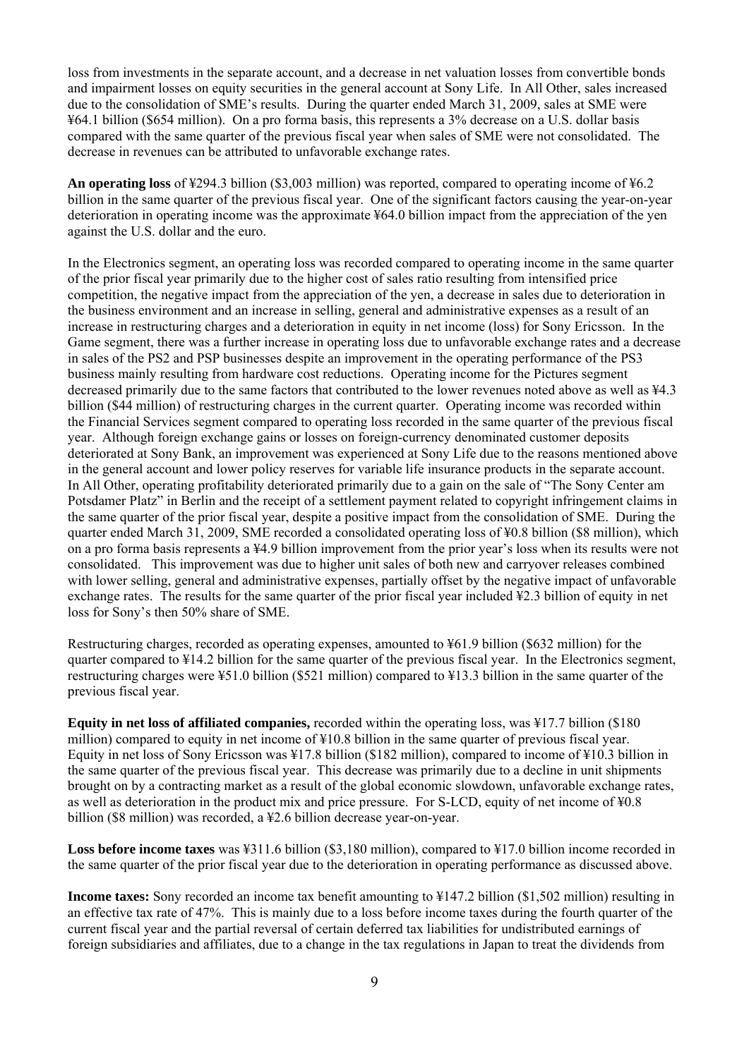loss from investments in the separate account, and a decrease in net valuation losses from convertible bonds and impairment losses on equity securities in the general account at Sony Life. In All Other, sales increased due to the consolidation of SME's results. During the quarter ended March 31, 2009, sales at SME were ¥64.1 billion ($654 million). On a pro forma basis, this represents a 3% decrease on a U.S. dollar basis compared with the same quarter of the previous fiscal year when sales of SME were not consolidated. The decrease in revenues can be attributed to unfavorable exchange rates.

**An operating loss** of ¥294.3 billion ($3,003 million) was reported, compared to operating income of ¥6.2 billion in the same quarter of the previous fiscal year. One of the significant factors causing the year-on-year deterioration in operating income was the approximate ¥64.0 billion impact from the appreciation of the yen against the U.S. dollar and the euro.

In the Electronics segment, an operating loss was recorded compared to operating income in the same quarter of the prior fiscal year primarily due to the higher cost of sales ratio resulting from intensified price competition, the negative impact from the appreciation of the yen, a decrease in sales due to deterioration in the business environment and an increase in selling, general and administrative expenses as a result of an increase in restructuring charges and a deterioration in equity in net income (loss) for Sony Ericsson. In the Game segment, there was a further increase in operating loss due to unfavorable exchange rates and a decrease in sales of the PS2 and PSP businesses despite an improvement in the operating performance of the PS3 business mainly resulting from hardware cost reductions. Operating income for the Pictures segment decreased primarily due to the same factors that contributed to the lower revenues noted above as well as ¥4.3 billion ($44 million) of restructuring charges in the current quarter. Operating income was recorded within the Financial Services segment compared to operating loss recorded in the same quarter of the previous fiscal year. Although foreign exchange gains or losses on foreign-currency denominated customer deposits deteriorated at Sony Bank, an improvement was experienced at Sony Life due to the reasons mentioned above in the general account and lower policy reserves for variable life insurance products in the separate account. In All Other, operating profitability deteriorated primarily due to a gain on the sale of "The Sony Center am Potsdamer Platz" in Berlin and the receipt of a settlement payment related to copyright infringement claims in the same quarter of the prior fiscal year, despite a positive impact from the consolidation of SME. During the quarter ended March 31, 2009, SME recorded a consolidated operating loss of ¥0.8 billion ($8 million), which on a pro forma basis represents a ¥4.9 billion improvement from the prior year's loss when its results were not consolidated. This improvement was due to higher unit sales of both new and carryover releases combined with lower selling, general and administrative expenses, partially offset by the negative impact of unfavorable exchange rates. The results for the same quarter of the prior fiscal year included ¥2.3 billion of equity in net loss for Sony's then 50% share of SME.

Restructuring charges, recorded as operating expenses, amounted to ¥61.9 billion ($632 million) for the quarter compared to ¥14.2 billion for the same quarter of the previous fiscal year. In the Electronics segment, restructuring charges were ¥51.0 billion ($521 million) compared to ¥13.3 billion in the same quarter of the previous fiscal year.

**Equity in net loss of affiliated companies,** recorded within the operating loss, was ¥17.7 billion ($180 million) compared to equity in net income of ¥10.8 billion in the same quarter of previous fiscal year. Equity in net loss of Sony Ericsson was ¥17.8 billion ($182 million), compared to income of ¥10.3 billion in the same quarter of the previous fiscal year. This decrease was primarily due to a decline in unit shipments brought on by a contracting market as a result of the global economic slowdown, unfavorable exchange rates, as well as deterioration in the product mix and price pressure. For S-LCD, equity of net income of ¥0.8 billion ($8 million) was recorded, a ¥2.6 billion decrease year-on-year.

**Loss before income taxes** was ¥311.6 billion ($3,180 million), compared to ¥17.0 billion income recorded in the same quarter of the prior fiscal year due to the deterioration in operating performance as discussed above.

**Income taxes:** Sony recorded an income tax benefit amounting to ¥147.2 billion ($1,502 million) resulting in an effective tax rate of 47%. This is mainly due to a loss before income taxes during the fourth quarter of the current fiscal year and the partial reversal of certain deferred tax liabilities for undistributed earnings of foreign subsidiaries and affiliates, due to a change in the tax regulations in Japan to treat the dividends from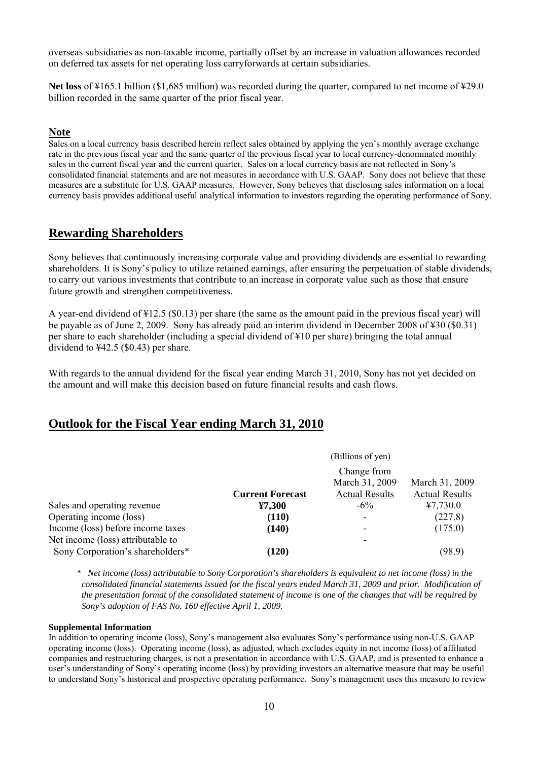overseas subsidiaries as non-taxable income, partially offset by an increase in valuation allowances recorded on deferred tax assets for net operating loss carryforwards at certain subsidiaries.

**Net loss** of ¥165.1 billion ($1,685 million) was recorded during the quarter, compared to net income of ¥29.0 billion recorded in the same quarter of the prior fiscal year.

### Note

Sales on a local currency basis described herein reflect sales obtained by applying the yen's monthly average exchange rate in the previous fiscal year and the same quarter of the previous fiscal year to local currency-denominated monthly sales in the current fiscal year and the current quarter. Sales on a local currency basis are not reflected in Sony's consolidated financial statements and are not measures in accordance with U.S. GAAP. Sony does not believe that these measures are a substitute for U.S. GAAP measures. However, Sony believes that disclosing sales information on a local currency basis provides additional useful analytical information to investors regarding the operating performance of Sony.

## Rewarding Shareholders

Sony believes that continuously increasing corporate value and providing dividends are essential to rewarding shareholders. It is Sony's policy to utilize retained earnings, after ensuring the perpetuation of stable dividends, to carry out various investments that contribute to an increase in corporate value such as those that ensure future growth and strengthen competitiveness.

A year-end dividend of ¥12.5 ($0.13) per share (the same as the amount paid in the previous fiscal year) will be payable as of June 2, 2009. Sony has already paid an interim dividend in December 2008 of ¥30 ($0.31) per share to each shareholder (including a special dividend of ¥10 per share) bringing the total annual dividend to ¥42.5 ($0.43) per share.

With regards to the annual dividend for the fiscal year ending March 31, 2010, Sony has not yet decided on the amount and will make this decision based on future financial results and cash flows.

## Outlook for the Fiscal Year ending March 31, 2010

(Billions of yen)

| | Current Forecast | Change from March 31, 2009 Actual Results | March 31, 2009 Actual Results |
|---|---|---|---|
| Sales and operating revenue | **¥7,300** | -6% | ¥7,730.0 |
| Operating income (loss) | **(110)** | - | (227.8) |
| Income (loss) before income taxes | **(140)** | - | (175.0) |
| Net income (loss) attributable to Sony Corporation's shareholders* | **(120)** | - | (98.9) |

\* *Net income (loss) attributable to Sony Corporation's shareholders is equivalent to net income (loss) in the consolidated financial statements issued for the fiscal years ended March 31, 2009 and prior. Modification of the presentation format of the consolidated statement of income is one of the changes that will be required by Sony's adoption of FAS No. 160 effective April 1, 2009.*

**Supplemental Information**

In addition to operating income (loss), Sony's management also evaluates Sony's performance using non-U.S. GAAP operating income (loss). Operating income (loss), as adjusted, which excludes equity in net income (loss) of affiliated companies and restructuring charges, is not a presentation in accordance with U.S. GAAP, and is presented to enhance a user's understanding of Sony's operating income (loss) by providing investors an alternative measure that may be useful to understand Sony's historical and prospective operating performance. Sony's management uses this measure to review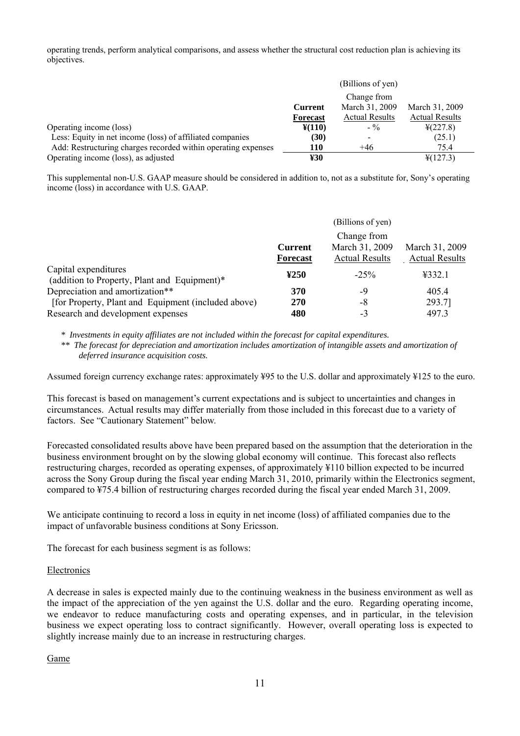operating trends, perform analytical comparisons, and assess whether the structural cost reduction plan is achieving its objectives.

| | (Billions of yen) | | |
|---|---|---|---|
| | **Current Forecast** | Change from March 31, 2009 Actual Results | March 31, 2009 Actual Results |
| Operating income (loss) | **¥(110)** | - % | ¥(227.8) |
| Less: Equity in net income (loss) of affiliated companies | **(30)** | - | (25.1) |
| Add: Restructuring charges recorded within operating expenses | **110** | +46 | 75.4 |
| Operating income (loss), as adjusted | **¥30** | | ¥(127.3) |

This supplemental non-U.S. GAAP measure should be considered in addition to, not as a substitute for, Sony's operating income (loss) in accordance with U.S. GAAP.

| | (Billions of yen) | | |
|---|---|---|---|
| | **Current Forecast** | Change from March 31, 2009 Actual Results | March 31, 2009 Actual Results |
| Capital expenditures (addition to Property, Plant and Equipment)* | **¥250** | -25% | ¥332.1 |
| Depreciation and amortization** | **370** | -9 | 405.4 |
| [for Property, Plant and Equipment (included above) | **270** | -8 | 293.7] |
| Research and development expenses | **480** | -3 | 497.3 |

\* *Investments in equity affiliates are not included within the forecast for capital expenditures.*

\*\* *The forecast for depreciation and amortization includes amortization of intangible assets and amortization of deferred insurance acquisition costs.*

Assumed foreign currency exchange rates: approximately ¥95 to the U.S. dollar and approximately ¥125 to the euro.

This forecast is based on management's current expectations and is subject to uncertainties and changes in circumstances. Actual results may differ materially from those included in this forecast due to a variety of factors. See "Cautionary Statement" below.

Forecasted consolidated results above have been prepared based on the assumption that the deterioration in the business environment brought on by the slowing global economy will continue. This forecast also reflects restructuring charges, recorded as operating expenses, of approximately ¥110 billion expected to be incurred across the Sony Group during the fiscal year ending March 31, 2010, primarily within the Electronics segment, compared to ¥75.4 billion of restructuring charges recorded during the fiscal year ended March 31, 2009.

We anticipate continuing to record a loss in equity in net income (loss) of affiliated companies due to the impact of unfavorable business conditions at Sony Ericsson.

The forecast for each business segment is as follows:

Electronics

A decrease in sales is expected mainly due to the continuing weakness in the business environment as well as the impact of the appreciation of the yen against the U.S. dollar and the euro. Regarding operating income, we endeavor to reduce manufacturing costs and operating expenses, and in particular, in the television business we expect operating loss to contract significantly. However, overall operating loss is expected to slightly increase mainly due to an increase in restructuring charges.

Game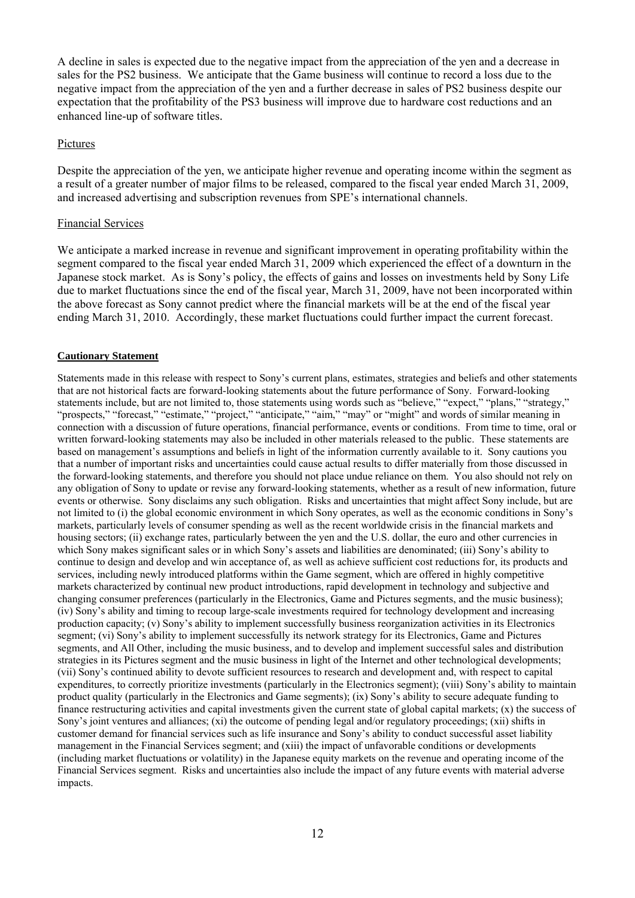A decline in sales is expected due to the negative impact from the appreciation of the yen and a decrease in sales for the PS2 business. We anticipate that the Game business will continue to record a loss due to the negative impact from the appreciation of the yen and a further decrease in sales of PS2 business despite our expectation that the profitability of the PS3 business will improve due to hardware cost reductions and an enhanced line-up of software titles.

Pictures

Despite the appreciation of the yen, we anticipate higher revenue and operating income within the segment as a result of a greater number of major films to be released, compared to the fiscal year ended March 31, 2009, and increased advertising and subscription revenues from SPE's international channels.

Financial Services

We anticipate a marked increase in revenue and significant improvement in operating profitability within the segment compared to the fiscal year ended March 31, 2009 which experienced the effect of a downturn in the Japanese stock market. As is Sony's policy, the effects of gains and losses on investments held by Sony Life due to market fluctuations since the end of the fiscal year, March 31, 2009, have not been incorporated within the above forecast as Sony cannot predict where the financial markets will be at the end of the fiscal year ending March 31, 2010. Accordingly, these market fluctuations could further impact the current forecast.

**Cautionary Statement**

Statements made in this release with respect to Sony's current plans, estimates, strategies and beliefs and other statements that are not historical facts are forward-looking statements about the future performance of Sony. Forward-looking statements include, but are not limited to, those statements using words such as "believe," "expect," "plans," "strategy," "prospects," "forecast," "estimate," "project," "anticipate," "aim," "may" or "might" and words of similar meaning in connection with a discussion of future operations, financial performance, events or conditions. From time to time, oral or written forward-looking statements may also be included in other materials released to the public. These statements are based on management's assumptions and beliefs in light of the information currently available to it. Sony cautions you that a number of important risks and uncertainties could cause actual results to differ materially from those discussed in the forward-looking statements, and therefore you should not place undue reliance on them. You also should not rely on any obligation of Sony to update or revise any forward-looking statements, whether as a result of new information, future events or otherwise. Sony disclaims any such obligation. Risks and uncertainties that might affect Sony include, but are not limited to (i) the global economic environment in which Sony operates, as well as the economic conditions in Sony's markets, particularly levels of consumer spending as well as the recent worldwide crisis in the financial markets and housing sectors; (ii) exchange rates, particularly between the yen and the U.S. dollar, the euro and other currencies in which Sony makes significant sales or in which Sony's assets and liabilities are denominated; (iii) Sony's ability to continue to design and develop and win acceptance of, as well as achieve sufficient cost reductions for, its products and services, including newly introduced platforms within the Game segment, which are offered in highly competitive markets characterized by continual new product introductions, rapid development in technology and subjective and changing consumer preferences (particularly in the Electronics, Game and Pictures segments, and the music business); (iv) Sony's ability and timing to recoup large-scale investments required for technology development and increasing production capacity; (v) Sony's ability to implement successfully business reorganization activities in its Electronics segment; (vi) Sony's ability to implement successfully its network strategy for its Electronics, Game and Pictures segments, and All Other, including the music business, and to develop and implement successful sales and distribution strategies in its Pictures segment and the music business in light of the Internet and other technological developments; (vii) Sony's continued ability to devote sufficient resources to research and development and, with respect to capital expenditures, to correctly prioritize investments (particularly in the Electronics segment); (viii) Sony's ability to maintain product quality (particularly in the Electronics and Game segments); (ix) Sony's ability to secure adequate funding to finance restructuring activities and capital investments given the current state of global capital markets; (x) the success of Sony's joint ventures and alliances; (xi) the outcome of pending legal and/or regulatory proceedings; (xii) shifts in customer demand for financial services such as life insurance and Sony's ability to conduct successful asset liability management in the Financial Services segment; and (xiii) the impact of unfavorable conditions or developments (including market fluctuations or volatility) in the Japanese equity markets on the revenue and operating income of the Financial Services segment. Risks and uncertainties also include the impact of any future events with material adverse impacts.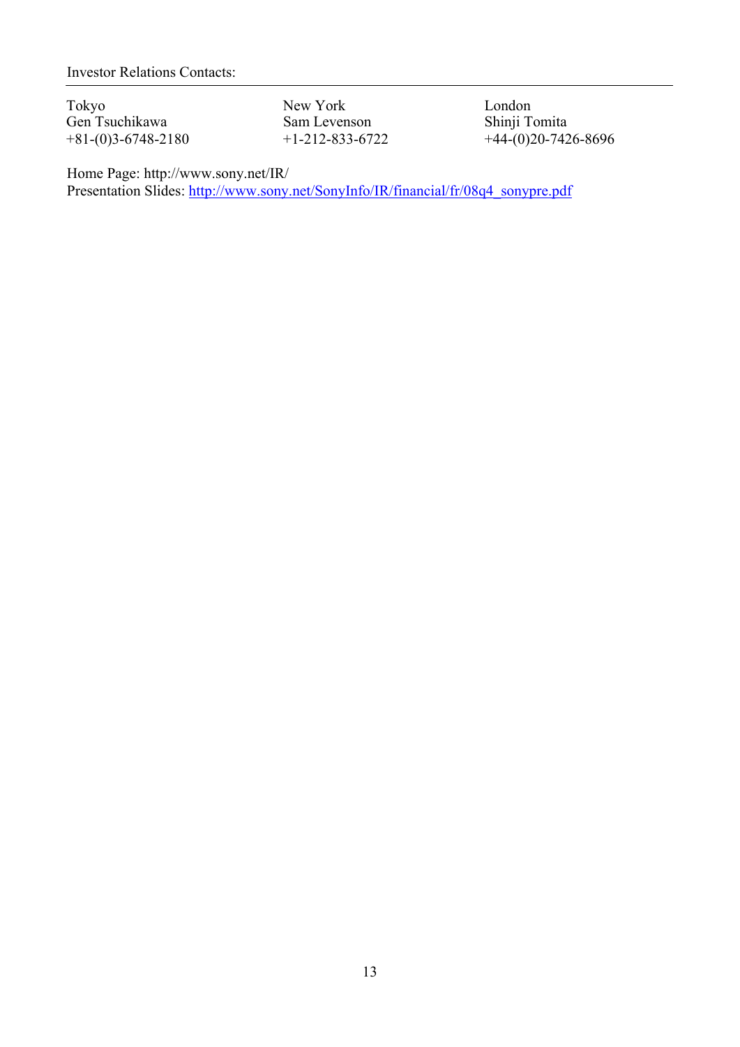Investor Relations Contacts:

| Tokyo | New York | London |
| --- | --- | --- |
| Gen Tsuchikawa | Sam Levenson | Shinji Tomita |
| +81-(0)3-6748-2180 | +1-212-833-6722 | +44-(0)20-7426-8696 |

Home Page: http://www.sony.net/IR/
Presentation Slides: http://www.sony.net/SonyInfo/IR/financial/fr/08q4_sonypre.pdf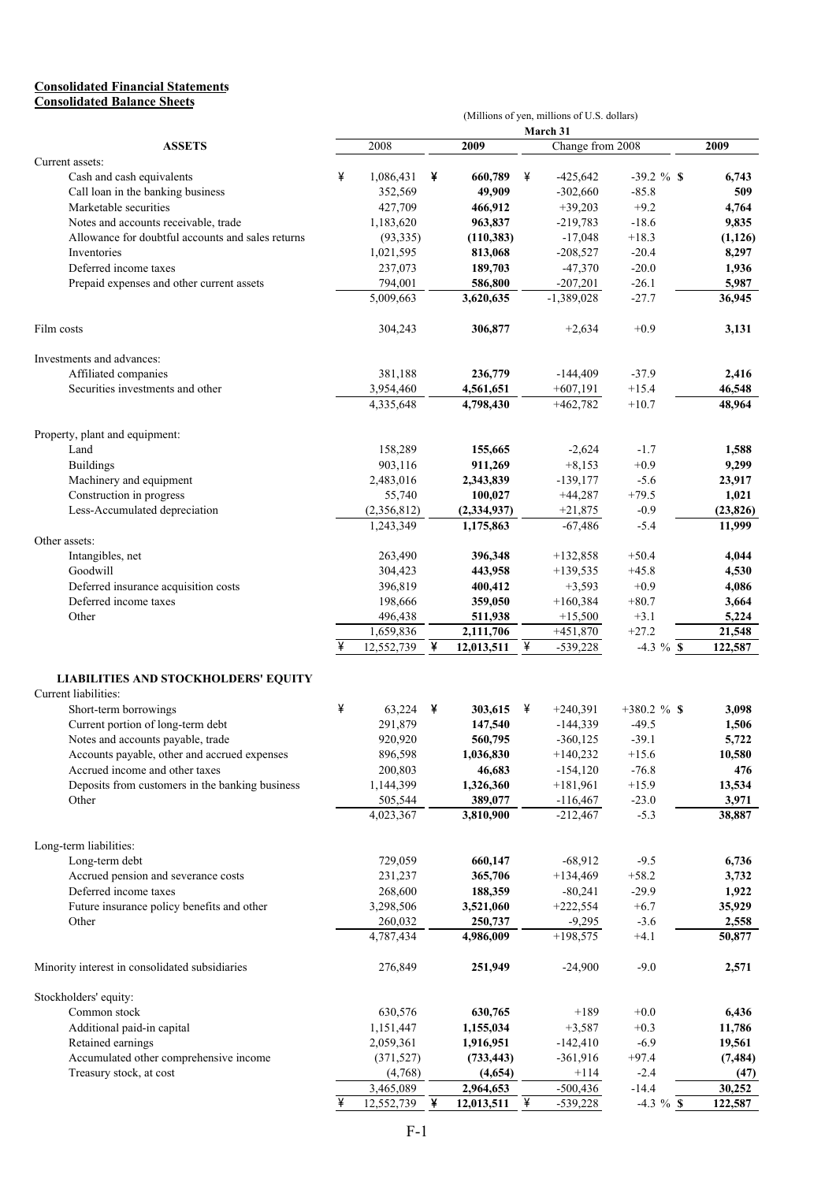**Consolidated Financial Statements**
**Consolidated Balance Sheets**

(Millions of yen, millions of U.S. dollars)

| | March 31 | | | | |
|---|---|---|---|---|---|
| **ASSETS** | 2008 | **2009** | Change from 2008 | | **2009** |
| Current assets: | | | | | |
| Cash and cash equivalents | ¥ 1,086,431 | ¥ **660,789** | ¥ -425,642 | -39.2 % | $ **6,743** |
| Call loan in the banking business | 352,569 | **49,909** | -302,660 | -85.8 | **509** |
| Marketable securities | 427,709 | **466,912** | +39,203 | +9.2 | **4,764** |
| Notes and accounts receivable, trade | 1,183,620 | **963,837** | -219,783 | -18.6 | **9,835** |
| Allowance for doubtful accounts and sales returns | (93,335) | **(110,383)** | -17,048 | +18.3 | **(1,126)** |
| Inventories | 1,021,595 | **813,068** | -208,527 | -20.4 | **8,297** |
| Deferred income taxes | 237,073 | **189,703** | -47,370 | -20.0 | **1,936** |
| Prepaid expenses and other current assets | 794,001 | **586,800** | -207,201 | -26.1 | **5,987** |
| | 5,009,663 | **3,620,635** | -1,389,028 | -27.7 | **36,945** |
| Film costs | 304,243 | **306,877** | +2,634 | +0.9 | **3,131** |
| Investments and advances: | | | | | |
| Affiliated companies | 381,188 | **236,779** | -144,409 | -37.9 | **2,416** |
| Securities investments and other | 3,954,460 | **4,561,651** | +607,191 | +15.4 | **46,548** |
| | 4,335,648 | **4,798,430** | +462,782 | +10.7 | **48,964** |
| Property, plant and equipment: | | | | | |
| Land | 158,289 | **155,665** | -2,624 | -1.7 | **1,588** |
| Buildings | 903,116 | **911,269** | +8,153 | +0.9 | **9,299** |
| Machinery and equipment | 2,483,016 | **2,343,839** | -139,177 | -5.6 | **23,917** |
| Construction in progress | 55,740 | **100,027** | +44,287 | +79.5 | **1,021** |
| Less-Accumulated depreciation | (2,356,812) | **(2,334,937)** | +21,875 | -0.9 | **(23,826)** |
| | 1,243,349 | **1,175,863** | -67,486 | -5.4 | **11,999** |
| Other assets: | | | | | |
| Intangibles, net | 263,490 | **396,348** | +132,858 | +50.4 | **4,044** |
| Goodwill | 304,423 | **443,958** | +139,535 | +45.8 | **4,530** |
| Deferred insurance acquisition costs | 396,819 | **400,412** | +3,593 | +0.9 | **4,086** |
| Deferred income taxes | 198,666 | **359,050** | +160,384 | +80.7 | **3,664** |
| Other | 496,438 | **511,938** | +15,500 | +3.1 | **5,224** |
| | 1,659,836 | **2,111,706** | +451,870 | +27.2 | **21,548** |
| | ¥ 12,552,739 | ¥ **12,013,511** | ¥ -539,228 | -4.3 % | $ **122,587** |
| **LIABILITIES AND STOCKHOLDERS' EQUITY** | | | | | |
| Current liabilities: | | | | | |
| Short-term borrowings | ¥ 63,224 | ¥ **303,615** | ¥ +240,391 | +380.2 % | $ **3,098** |
| Current portion of long-term debt | 291,879 | **147,540** | -144,339 | -49.5 | **1,506** |
| Notes and accounts payable, trade | 920,920 | **560,795** | -360,125 | -39.1 | **5,722** |
| Accounts payable, other and accrued expenses | 896,598 | **1,036,830** | +140,232 | +15.6 | **10,580** |
| Accrued income and other taxes | 200,803 | **46,683** | -154,120 | -76.8 | **476** |
| Deposits from customers in the banking business | 1,144,399 | **1,326,360** | +181,961 | +15.9 | **13,534** |
| Other | 505,544 | **389,077** | -116,467 | -23.0 | **3,971** |
| | 4,023,367 | **3,810,900** | -212,467 | -5.3 | **38,887** |
| Long-term liabilities: | | | | | |
| Long-term debt | 729,059 | **660,147** | -68,912 | -9.5 | **6,736** |
| Accrued pension and severance costs | 231,237 | **365,706** | +134,469 | +58.2 | **3,732** |
| Deferred income taxes | 268,600 | **188,359** | -80,241 | -29.9 | **1,922** |
| Future insurance policy benefits and other | 3,298,506 | **3,521,060** | +222,554 | +6.7 | **35,929** |
| Other | 260,032 | **250,737** | -9,295 | -3.6 | **2,558** |
| | 4,787,434 | **4,986,009** | +198,575 | +4.1 | **50,877** |
| Minority interest in consolidated subsidiaries | 276,849 | **251,949** | -24,900 | -9.0 | **2,571** |
| Stockholders' equity: | | | | | |
| Common stock | 630,576 | **630,765** | +189 | +0.0 | **6,436** |
| Additional paid-in capital | 1,151,447 | **1,155,034** | +3,587 | +0.3 | **11,786** |
| Retained earnings | 2,059,361 | **1,916,951** | -142,410 | -6.9 | **19,561** |
| Accumulated other comprehensive income | (371,527) | **(733,443)** | -361,916 | +97.4 | **(7,484)** |
| Treasury stock, at cost | (4,768) | **(4,654)** | +114 | -2.4 | **(47)** |
| | 3,465,089 | **2,964,653** | -500,436 | -14.4 | **30,252** |
| | ¥ 12,552,739 | ¥ **12,013,511** | ¥ -539,228 | -4.3 % | $ **122,587** |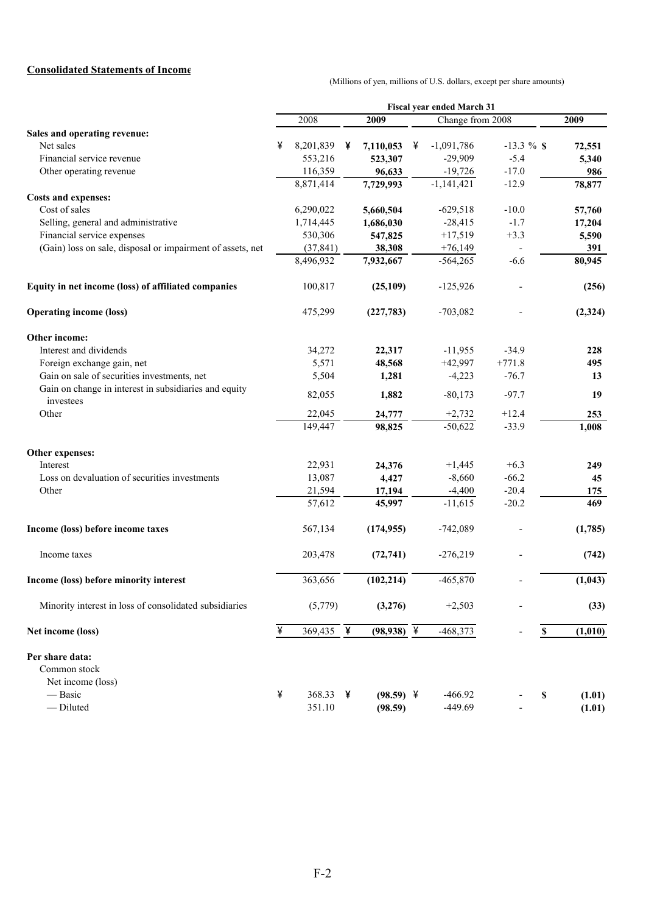**Consolidated Statements of Income**

(Millions of yen, millions of U.S. dollars, except per share amounts)

| | Fiscal year ended March 31 | | | | |
|---|---|---|---|---|---|
| | 2008 | 2009 | Change from 2008 | | 2009 |
| **Sales and operating revenue:** | | | | | |
| Net sales | ¥ 8,201,839 | ¥ **7,110,053** | ¥ -1,091,786 | -13.3 % | $ **72,551** |
| Financial service revenue | 553,216 | **523,307** | -29,909 | -5.4 | **5,340** |
| Other operating revenue | 116,359 | **96,633** | -19,726 | -17.0 | **986** |
| | 8,871,414 | **7,729,993** | -1,141,421 | -12.9 | **78,877** |
| **Costs and expenses:** | | | | | |
| Cost of sales | 6,290,022 | **5,660,504** | -629,518 | -10.0 | **57,760** |
| Selling, general and administrative | 1,714,445 | **1,686,030** | -28,415 | -1.7 | **17,204** |
| Financial service expenses | 530,306 | **547,825** | +17,519 | +3.3 | **5,590** |
| (Gain) loss on sale, disposal or impairment of assets, net | (37,841) | **38,308** | +76,149 | - | **391** |
| | 8,496,932 | **7,932,667** | -564,265 | -6.6 | **80,945** |
| **Equity in net income (loss) of affiliated companies** | 100,817 | **(25,109)** | -125,926 | - | **(256)** |
| **Operating income (loss)** | 475,299 | **(227,783)** | -703,082 | - | **(2,324)** |
| **Other income:** | | | | | |
| Interest and dividends | 34,272 | **22,317** | -11,955 | -34.9 | **228** |
| Foreign exchange gain, net | 5,571 | **48,568** | +42,997 | +771.8 | **495** |
| Gain on sale of securities investments, net | 5,504 | **1,281** | -4,223 | -76.7 | **13** |
| Gain on change in interest in subsidiaries and equity investees | 82,055 | **1,882** | -80,173 | -97.7 | **19** |
| Other | 22,045 | **24,777** | +2,732 | +12.4 | **253** |
| | 149,447 | **98,825** | -50,622 | -33.9 | **1,008** |
| **Other expenses:** | | | | | |
| Interest | 22,931 | **24,376** | +1,445 | +6.3 | **249** |
| Loss on devaluation of securities investments | 13,087 | **4,427** | -8,660 | -66.2 | **45** |
| Other | 21,594 | **17,194** | -4,400 | -20.4 | **175** |
| | 57,612 | **45,997** | -11,615 | -20.2 | **469** |
| **Income (loss) before income taxes** | 567,134 | **(174,955)** | -742,089 | - | **(1,785)** |
| Income taxes | 203,478 | **(72,741)** | -276,219 | - | **(742)** |
| **Income (loss) before minority interest** | 363,656 | **(102,214)** | -465,870 | - | **(1,043)** |
| Minority interest in loss of consolidated subsidiaries | (5,779) | **(3,276)** | +2,503 | - | **(33)** |
| **Net income (loss)** | ¥ 369,435 | ¥ **(98,938)** | ¥ -468,373 | - | $ **(1,010)** |
| **Per share data:** | | | | | |
| Common stock | | | | | |
| Net income (loss) | | | | | |
| — Basic | ¥ 368.33 | ¥ **(98.59)** | ¥ -466.92 | - | $ **(1.01)** |
| — Diluted | 351.10 | **(98.59)** | -449.69 | - | **(1.01)** |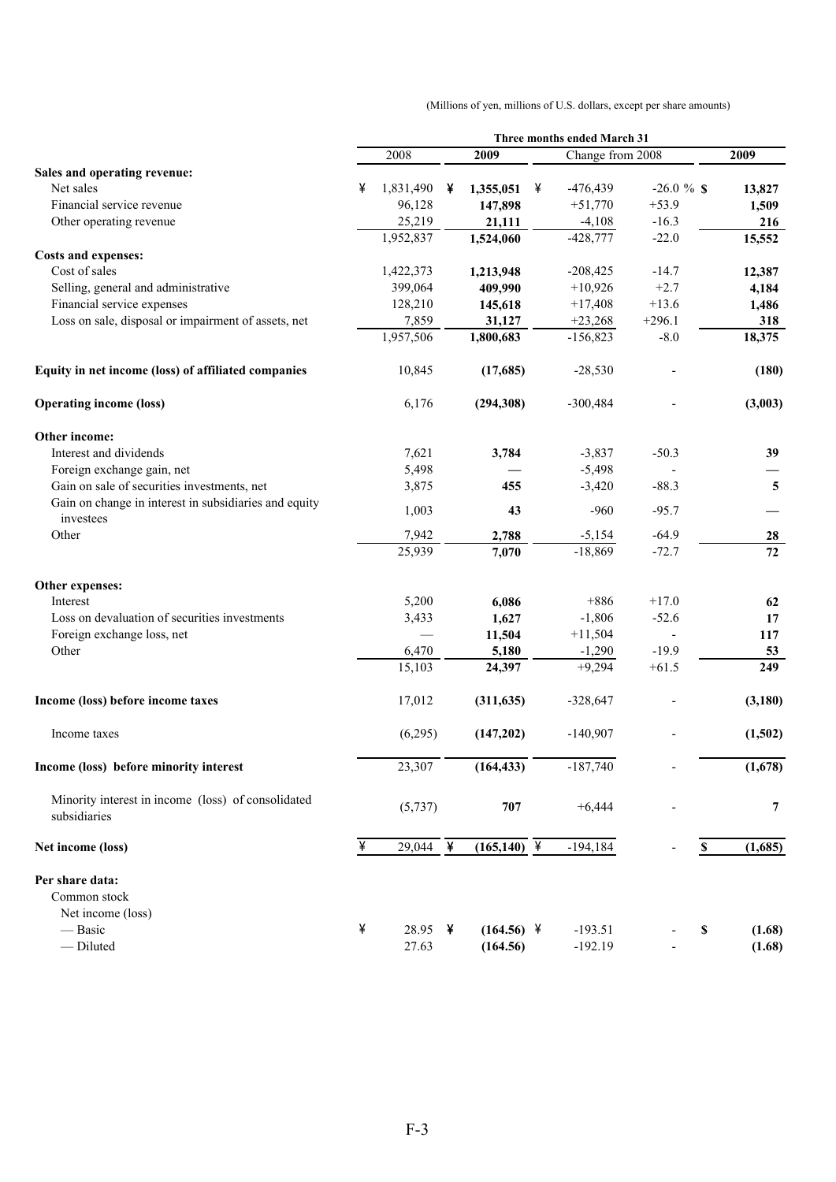(Millions of yen, millions of U.S. dollars, except per share amounts)

| | Three months ended March 31 | | | | |
|---|---|---|---|---|---|
| | 2008 | **2009** | Change from 2008 | | **2009** |
| **Sales and operating revenue:** | | | | | |
| Net sales | ¥ 1,831,490 | ¥ **1,355,051** | ¥ -476,439 | -26.0 % | $ **13,827** |
| Financial service revenue | 96,128 | **147,898** | +51,770 | +53.9 | **1,509** |
| Other operating revenue | 25,219 | **21,111** | -4,108 | -16.3 | **216** |
| | 1,952,837 | **1,524,060** | -428,777 | -22.0 | **15,552** |
| **Costs and expenses:** | | | | | |
| Cost of sales | 1,422,373 | **1,213,948** | -208,425 | -14.7 | **12,387** |
| Selling, general and administrative | 399,064 | **409,990** | +10,926 | +2.7 | **4,184** |
| Financial service expenses | 128,210 | **145,618** | +17,408 | +13.6 | **1,486** |
| Loss on sale, disposal or impairment of assets, net | 7,859 | **31,127** | +23,268 | +296.1 | **318** |
| | 1,957,506 | **1,800,683** | -156,823 | -8.0 | **18,375** |
| **Equity in net income (loss) of affiliated companies** | 10,845 | **(17,685)** | -28,530 | - | **(180)** |
| **Operating income (loss)** | 6,176 | **(294,308)** | -300,484 | - | **(3,003)** |
| **Other income:** | | | | | |
| Interest and dividends | 7,621 | **3,784** | -3,837 | -50.3 | **39** |
| Foreign exchange gain, net | 5,498 | **—** | -5,498 | - | **—** |
| Gain on sale of securities investments, net | 3,875 | **455** | -3,420 | -88.3 | **5** |
| Gain on change in interest in subsidiaries and equity investees | 1,003 | **43** | -960 | -95.7 | **—** |
| Other | 7,942 | **2,788** | -5,154 | -64.9 | **28** |
| | 25,939 | **7,070** | -18,869 | -72.7 | **72** |
| **Other expenses:** | | | | | |
| Interest | 5,200 | **6,086** | +886 | +17.0 | **62** |
| Loss on devaluation of securities investments | 3,433 | **1,627** | -1,806 | -52.6 | **17** |
| Foreign exchange loss, net | — | **11,504** | +11,504 | - | **117** |
| Other | 6,470 | **5,180** | -1,290 | -19.9 | **53** |
| | 15,103 | **24,397** | +9,294 | +61.5 | **249** |
| **Income (loss) before income taxes** | 17,012 | **(311,635)** | -328,647 | - | **(3,180)** |
| Income taxes | (6,295) | **(147,202)** | -140,907 | - | **(1,502)** |
| **Income (loss) before minority interest** | 23,307 | **(164,433)** | -187,740 | - | **(1,678)** |
| Minority interest in income (loss) of consolidated subsidiaries | (5,737) | **707** | +6,444 | - | **7** |
| **Net income (loss)** | ¥ 29,044 | ¥ **(165,140)** | ¥ -194,184 | - | $ **(1,685)** |
| **Per share data:** | | | | | |
| Common stock | | | | | |
| Net income (loss) | | | | | |
| — Basic | ¥ 28.95 | ¥ **(164.56)** | ¥ -193.51 | - | $ **(1.68)** |
| — Diluted | 27.63 | **(164.56)** | -192.19 | - | **(1.68)** |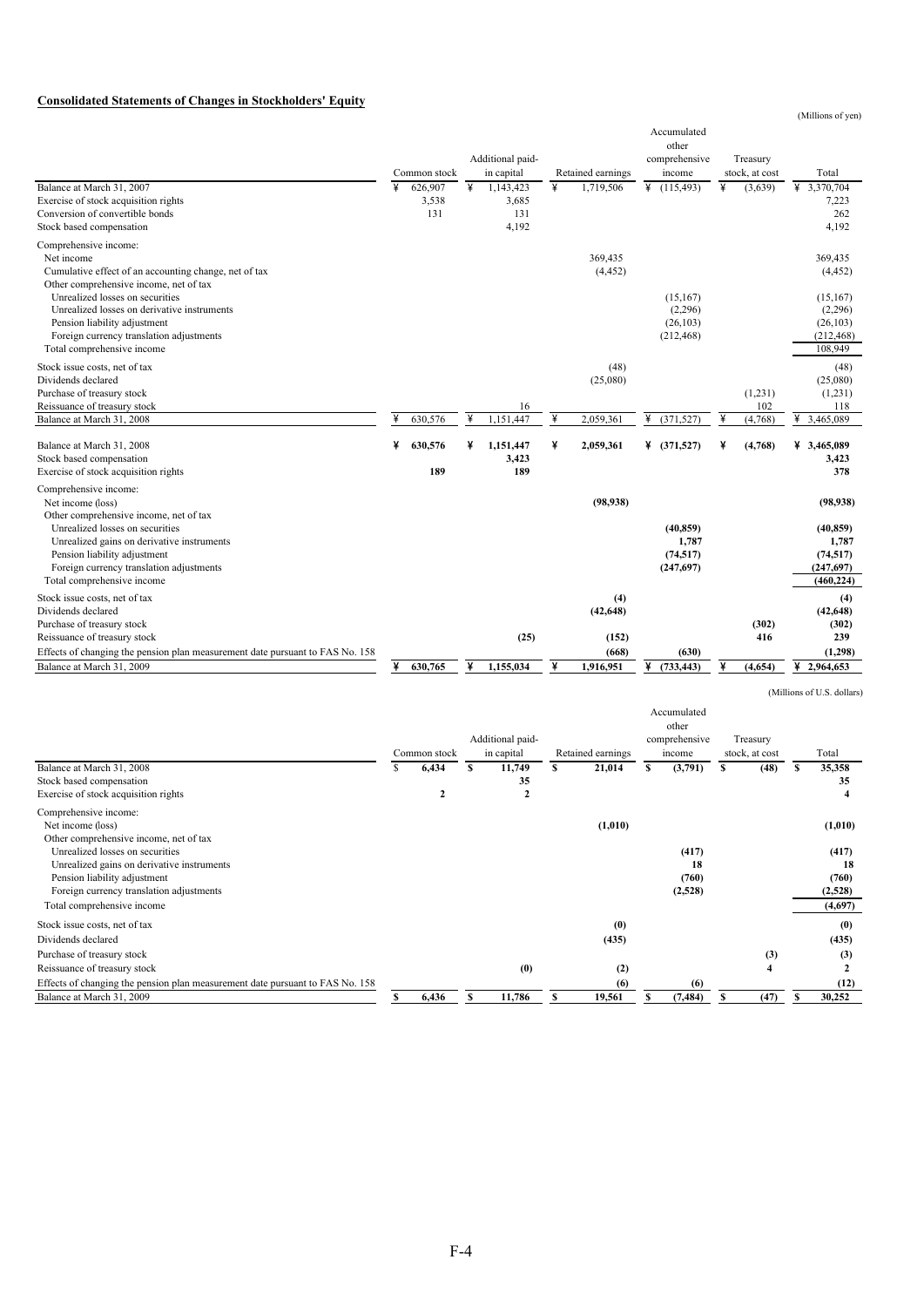## Consolidated Statements of Changes in Stockholders' Equity

(Millions of yen)

| | Common stock | Additional paid-in capital | Retained earnings | Accumulated other comprehensive income | Treasury stock, at cost | Total |
|---|---|---|---|---|---|---|
| Balance at March 31, 2007 | ¥ 626,907 | ¥ 1,143,423 | ¥ 1,719,506 | ¥ (115,493) | ¥ (3,639) | ¥ 3,370,704 |
| Exercise of stock acquisition rights | 3,538 | 3,685 | | | | 7,223 |
| Conversion of convertible bonds | 131 | 131 | | | | 262 |
| Stock based compensation | | 4,192 | | | | 4,192 |
| Comprehensive income: | | | | | | |
| Net income | | | 369,435 | | | 369,435 |
| Cumulative effect of an accounting change, net of tax | | | (4,452) | | | (4,452) |
| Other comprehensive income, net of tax | | | | | | |
| Unrealized losses on securities | | | | (15,167) | | (15,167) |
| Unrealized losses on derivative instruments | | | | (2,296) | | (2,296) |
| Pension liability adjustment | | | | (26,103) | | (26,103) |
| Foreign currency translation adjustments | | | | (212,468) | | (212,468) |
| Total comprehensive income | | | | | | 108,949 |
| Stock issue costs, net of tax | | | (48) | | | (48) |
| Dividends declared | | | (25,080) | | | (25,080) |
| Purchase of treasury stock | | | | | (1,231) | (1,231) |
| Reissuance of treasury stock | | 16 | | | 102 | 118 |
| Balance at March 31, 2008 | ¥ 630,576 | ¥ 1,151,447 | ¥ 2,059,361 | ¥ (371,527) | ¥ (4,768) | ¥ 3,465,089 |
| | | | | | | |
| **Balance at March 31, 2008** | **¥ 630,576** | **¥ 1,151,447** | **¥ 2,059,361** | **¥ (371,527)** | **¥ (4,768)** | **¥ 3,465,089** |
| Stock based compensation | | **3,423** | | | | **3,423** |
| Exercise of stock acquisition rights | **189** | **189** | | | | **378** |
| Comprehensive income: | | | | | | |
| Net income (loss) | | | **(98,938)** | | | **(98,938)** |
| Other comprehensive income, net of tax | | | | | | |
| Unrealized losses on securities | | | | **(40,859)** | | **(40,859)** |
| Unrealized gains on derivative instruments | | | | **1,787** | | **1,787** |
| Pension liability adjustment | | | | **(74,517)** | | **(74,517)** |
| Foreign currency translation adjustments | | | | **(247,697)** | | **(247,697)** |
| Total comprehensive income | | | | | | **(460,224)** |
| Stock issue costs, net of tax | | | **(4)** | | | **(4)** |
| Dividends declared | | | **(42,648)** | | | **(42,648)** |
| Purchase of treasury stock | | | | | **(302)** | **(302)** |
| Reissuance of treasury stock | | **(25)** | **(152)** | | **416** | **239** |
| Effects of changing the pension plan measurement date pursuant to FAS No. 158 | | | **(668)** | **(630)** | | **(1,298)** |
| Balance at March 31, 2009 | **¥ 630,765** | **¥ 1,155,034** | **¥ 1,916,951** | **¥ (733,443)** | **¥ (4,654)** | **¥ 2,964,653** |

(Millions of U.S. dollars)

| | Common stock | Additional paid-in capital | Retained earnings | Accumulated other comprehensive income | Treasury stock, at cost | Total |
|---|---|---|---|---|---|---|
| Balance at March 31, 2008 | **$ 6,434** | **$ 11,749** | **$ 21,014** | **$ (3,791)** | **$ (48)** | **$ 35,358** |
| Stock based compensation | | **35** | | | | **35** |
| Exercise of stock acquisition rights | **2** | **2** | | | | **4** |
| Comprehensive income: | | | | | | |
| Net income (loss) | | | **(1,010)** | | | **(1,010)** |
| Other comprehensive income, net of tax | | | | | | |
| Unrealized losses on securities | | | | **(417)** | | **(417)** |
| Unrealized gains on derivative instruments | | | | **18** | | **18** |
| Pension liability adjustment | | | | **(760)** | | **(760)** |
| Foreign currency translation adjustments | | | | **(2,528)** | | **(2,528)** |
| Total comprehensive income | | | | | | **(4,697)** |
| Stock issue costs, net of tax | | | **(0)** | | | **(0)** |
| Dividends declared | | | **(435)** | | | **(435)** |
| Purchase of treasury stock | | | | | **(3)** | **(3)** |
| Reissuance of treasury stock | | **(0)** | **(2)** | | **4** | **2** |
| Effects of changing the pension plan measurement date pursuant to FAS No. 158 | | | **(6)** | **(6)** | | **(12)** |
| Balance at March 31, 2009 | **$ 6,436** | **$ 11,786** | **$ 19,561** | **$ (7,484)** | **$ (47)** | **$ 30,252** |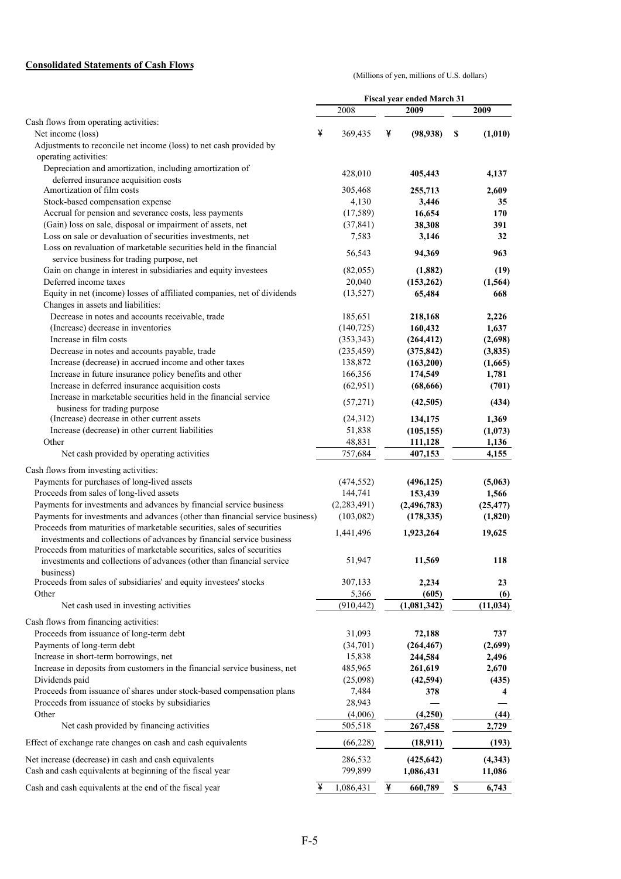**Consolidated Statements of Cash Flows**

(Millions of yen, millions of U.S. dollars)

| | Fiscal year ended March 31 | | |
|---|---|---|---|
| | 2008 | 2009 | 2009 |
| Cash flows from operating activities: | | | |
| Net income (loss) | ¥ 369,435 | ¥ **(98,938)** | $ **(1,010)** |
| Adjustments to reconcile net income (loss) to net cash provided by operating activities: | | | |
| Depreciation and amortization, including amortization of deferred insurance acquisition costs | 428,010 | **405,443** | **4,137** |
| Amortization of film costs | 305,468 | **255,713** | **2,609** |
| Stock-based compensation expense | 4,130 | **3,446** | **35** |
| Accrual for pension and severance costs, less payments | (17,589) | **16,654** | **170** |
| (Gain) loss on sale, disposal or impairment of assets, net | (37,841) | **38,308** | **391** |
| Loss on sale or devaluation of securities investments, net | 7,583 | **3,146** | **32** |
| Loss on revaluation of marketable securities held in the financial service business for trading purpose, net | 56,543 | **94,369** | **963** |
| Gain on change in interest in subsidiaries and equity investees | (82,055) | **(1,882)** | **(19)** |
| Deferred income taxes | 20,040 | **(153,262)** | **(1,564)** |
| Equity in net (income) losses of affiliated companies, net of dividends | (13,527) | **65,484** | **668** |
| Changes in assets and liabilities: | | | |
| Decrease in notes and accounts receivable, trade | 185,651 | **218,168** | **2,226** |
| (Increase) decrease in inventories | (140,725) | **160,432** | **1,637** |
| Increase in film costs | (353,343) | **(264,412)** | **(2,698)** |
| Decrease in notes and accounts payable, trade | (235,459) | **(375,842)** | **(3,835)** |
| Increase (decrease) in accrued income and other taxes | 138,872 | **(163,200)** | **(1,665)** |
| Increase in future insurance policy benefits and other | 166,356 | **174,549** | **1,781** |
| Increase in deferred insurance acquisition costs | (62,951) | **(68,666)** | **(701)** |
| Increase in marketable securities held in the financial service business for trading purpose | (57,271) | **(42,505)** | **(434)** |
| (Increase) decrease in other current assets | (24,312) | **134,175** | **1,369** |
| Increase (decrease) in other current liabilities | 51,838 | **(105,155)** | **(1,073)** |
| Other | 48,831 | **111,128** | **1,136** |
| Net cash provided by operating activities | 757,684 | **407,153** | **4,155** |
| Cash flows from investing activities: | | | |
| Payments for purchases of long-lived assets | (474,552) | **(496,125)** | **(5,063)** |
| Proceeds from sales of long-lived assets | 144,741 | **153,439** | **1,566** |
| Payments for investments and advances by financial service business | (2,283,491) | **(2,496,783)** | **(25,477)** |
| Payments for investments and advances (other than financial service business) | (103,082) | **(178,335)** | **(1,820)** |
| Proceeds from maturities of marketable securities, sales of securities investments and collections of advances by financial service business | 1,441,496 | **1,923,264** | **19,625** |
| Proceeds from maturities of marketable securities, sales of securities investments and collections of advances (other than financial service business) | 51,947 | **11,569** | **118** |
| Proceeds from sales of subsidiaries' and equity investees' stocks | 307,133 | **2,234** | **23** |
| Other | 5,366 | **(605)** | **(6)** |
| Net cash used in investing activities | (910,442) | **(1,081,342)** | **(11,034)** |
| Cash flows from financing activities: | | | |
| Proceeds from issuance of long-term debt | 31,093 | **72,188** | **737** |
| Payments of long-term debt | (34,701) | **(264,467)** | **(2,699)** |
| Increase in short-term borrowings, net | 15,838 | **244,584** | **2,496** |
| Increase in deposits from customers in the financial service business, net | 485,965 | **261,619** | **2,670** |
| Dividends paid | (25,098) | **(42,594)** | **(435)** |
| Proceeds from issuance of shares under stock-based compensation plans | 7,484 | **378** | **4** |
| Proceeds from issuance of stocks by subsidiaries | 28,943 | **—** | **—** |
| Other | (4,006) | **(4,250)** | **(44)** |
| Net cash provided by financing activities | 505,518 | **267,458** | **2,729** |
| Effect of exchange rate changes on cash and cash equivalents | (66,228) | **(18,911)** | **(193)** |
| Net increase (decrease) in cash and cash equivalents | 286,532 | **(425,642)** | **(4,343)** |
| Cash and cash equivalents at beginning of the fiscal year | 799,899 | **1,086,431** | **11,086** |
| Cash and cash equivalents at the end of the fiscal year | ¥ 1,086,431 | ¥ **660,789** | $ **6,743** |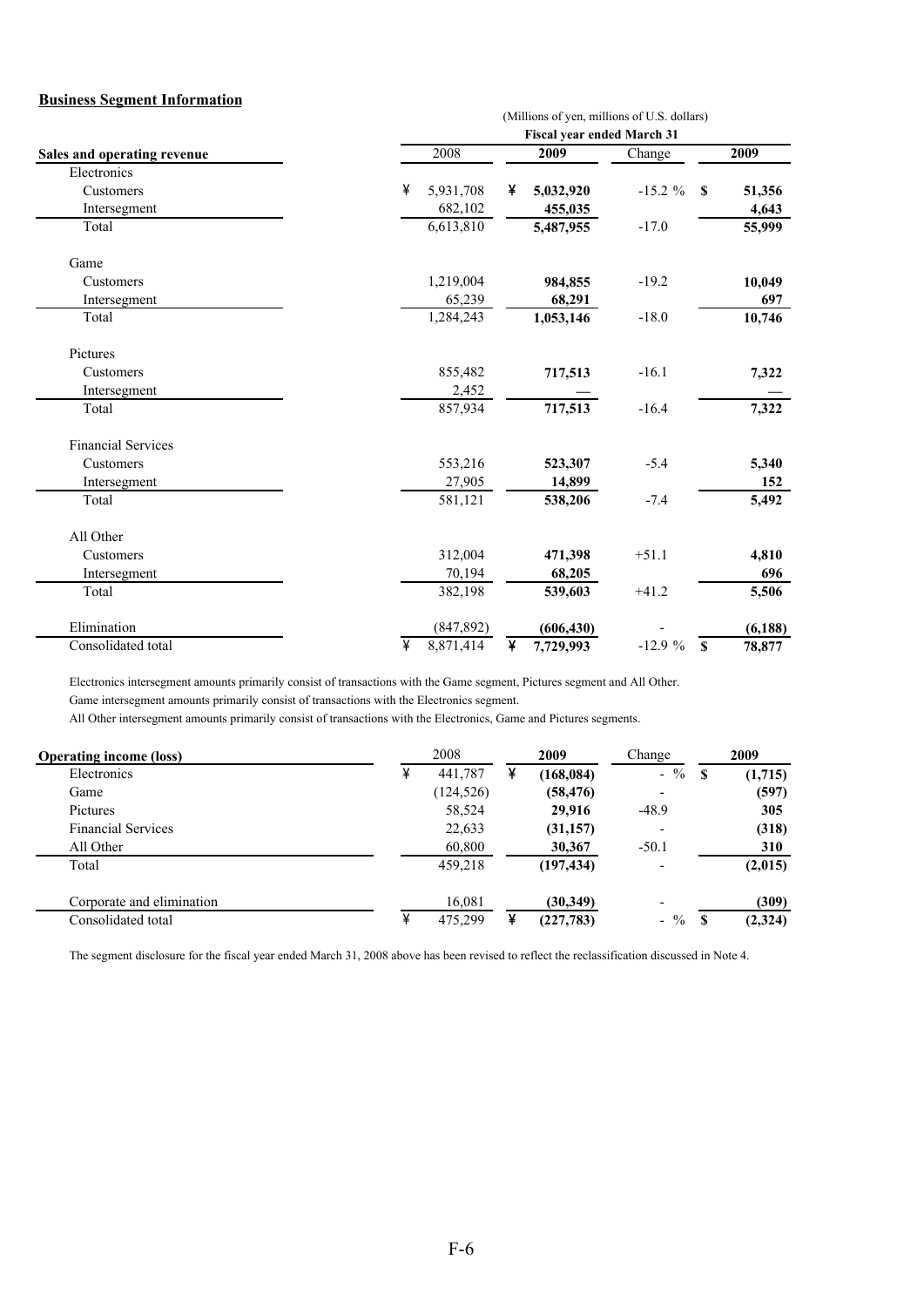## Business Segment Information

(Millions of yen, millions of U.S. dollars)

| Sales and operating revenue | Fiscal year ended March 31 | | | |
|---|---|---|---|---|
| | 2008 | 2009 | Change | 2009 |
| Electronics | | | | |
| Customers | ¥ 5,931,708 | ¥ 5,032,920 | -15.2 % | $ 51,356 |
| Intersegment | 682,102 | 455,035 | | 4,643 |
| Total | 6,613,810 | 5,487,955 | -17.0 | 55,999 |
| Game | | | | |
| Customers | 1,219,004 | 984,855 | -19.2 | 10,049 |
| Intersegment | 65,239 | 68,291 | | 697 |
| Total | 1,284,243 | 1,053,146 | -18.0 | 10,746 |
| Pictures | | | | |
| Customers | 855,482 | 717,513 | -16.1 | 7,322 |
| Intersegment | 2,452 | — | | — |
| Total | 857,934 | 717,513 | -16.4 | 7,322 |
| Financial Services | | | | |
| Customers | 553,216 | 523,307 | -5.4 | 5,340 |
| Intersegment | 27,905 | 14,899 | | 152 |
| Total | 581,121 | 538,206 | -7.4 | 5,492 |
| All Other | | | | |
| Customers | 312,004 | 471,398 | +51.1 | 4,810 |
| Intersegment | 70,194 | 68,205 | | 696 |
| Total | 382,198 | 539,603 | +41.2 | 5,506 |
| Elimination | (847,892) | (606,430) | - | (6,188) |
| Consolidated total | ¥ 8,871,414 | ¥ 7,729,993 | -12.9 % | $ 78,877 |

Electronics intersegment amounts primarily consist of transactions with the Game segment, Pictures segment and All Other.

Game intersegment amounts primarily consist of transactions with the Electronics segment.

All Other intersegment amounts primarily consist of transactions with the Electronics, Game and Pictures segments.

| Operating income (loss) | 2008 | 2009 | Change | 2009 |
|---|---|---|---|---|
| Electronics | ¥ 441,787 | ¥ (168,084) | - % | $ (1,715) |
| Game | (124,526) | (58,476) | - | (597) |
| Pictures | 58,524 | 29,916 | -48.9 | 305 |
| Financial Services | 22,633 | (31,157) | - | (318) |
| All Other | 60,800 | 30,367 | -50.1 | 310 |
| Total | 459,218 | (197,434) | - | (2,015) |
| Corporate and elimination | 16,081 | (30,349) | - | (309) |
| Consolidated total | ¥ 475,299 | ¥ (227,783) | - % | $ (2,324) |

The segment disclosure for the fiscal year ended March 31, 2008 above has been revised to reflect the reclassification discussed in Note 4.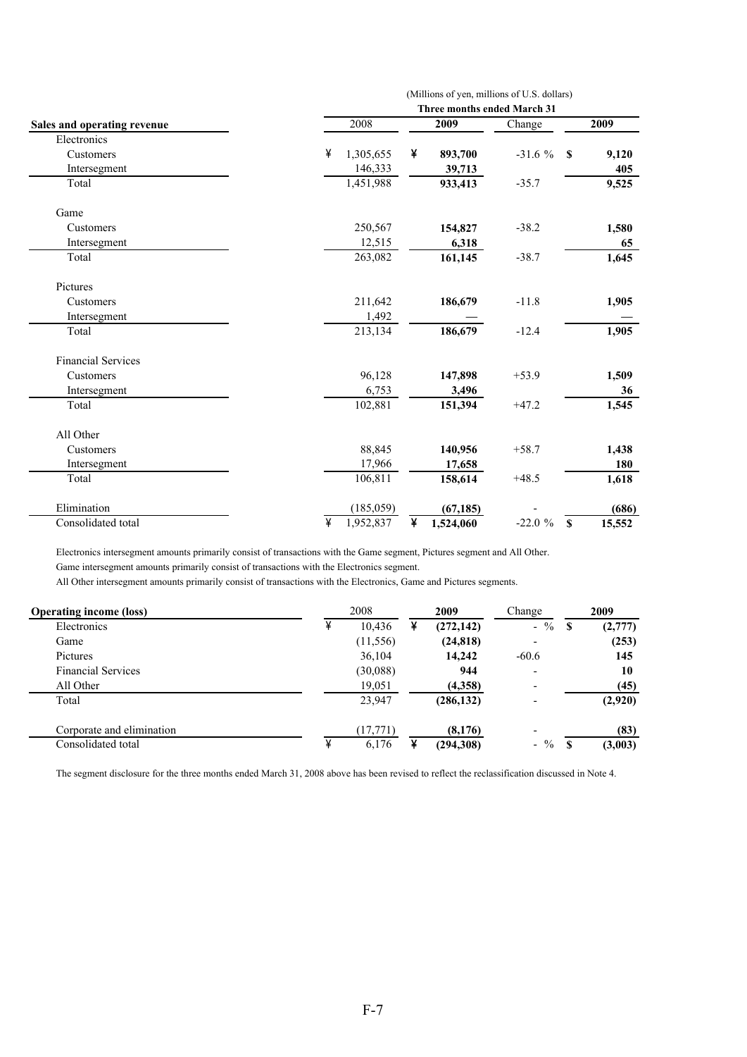(Millions of yen, millions of U.S. dollars)

| Sales and operating revenue | Three months ended March 31 | | | |
|---|---|---|---|---|
| | 2008 | 2009 | Change | 2009 |
| Electronics | | | | |
| Customers | ¥ 1,305,655 | ¥ **893,700** | -31.6 % | $ **9,120** |
| Intersegment | 146,333 | **39,713** | | **405** |
| Total | 1,451,988 | **933,413** | -35.7 | **9,525** |
| Game | | | | |
| Customers | 250,567 | **154,827** | -38.2 | **1,580** |
| Intersegment | 12,515 | **6,318** | | **65** |
| Total | 263,082 | **161,145** | -38.7 | **1,645** |
| Pictures | | | | |
| Customers | 211,642 | **186,679** | -11.8 | **1,905** |
| Intersegment | 1,492 | **—** | | **—** |
| Total | 213,134 | **186,679** | -12.4 | **1,905** |
| Financial Services | | | | |
| Customers | 96,128 | **147,898** | +53.9 | **1,509** |
| Intersegment | 6,753 | **3,496** | | **36** |
| Total | 102,881 | **151,394** | +47.2 | **1,545** |
| All Other | | | | |
| Customers | 88,845 | **140,956** | +58.7 | **1,438** |
| Intersegment | 17,966 | **17,658** | | **180** |
| Total | 106,811 | **158,614** | +48.5 | **1,618** |
| Elimination | (185,059) | **(67,185)** | - | **(686)** |
| Consolidated total | ¥ 1,952,837 | ¥ **1,524,060** | -22.0 % | $ **15,552** |

Electronics intersegment amounts primarily consist of transactions with the Game segment, Pictures segment and All Other.

Game intersegment amounts primarily consist of transactions with the Electronics segment.

All Other intersegment amounts primarily consist of transactions with the Electronics, Game and Pictures segments.

| Operating income (loss) | 2008 | 2009 | Change | 2009 |
|---|---|---|---|---|
| Electronics | ¥ 10,436 | ¥ **(272,142)** | - % | $ **(2,777)** |
| Game | (11,556) | **(24,818)** | - | **(253)** |
| Pictures | 36,104 | **14,242** | -60.6 | **145** |
| Financial Services | (30,088) | **944** | - | **10** |
| All Other | 19,051 | **(4,358)** | - | **(45)** |
| Total | 23,947 | **(286,132)** | - | **(2,920)** |
| Corporate and elimination | (17,771) | **(8,176)** | - | **(83)** |
| Consolidated total | ¥ 6,176 | ¥ **(294,308)** | - % | $ **(3,003)** |

The segment disclosure for the three months ended March 31, 2008 above has been revised to reflect the reclassification discussed in Note 4.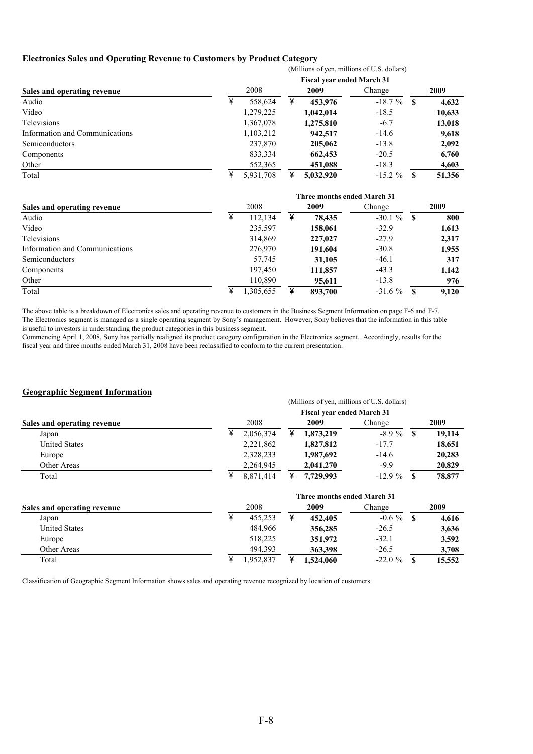## Electronics Sales and Operating Revenue to Customers by Product Category

(Millions of yen, millions of U.S. dollars)

| Sales and operating revenue | Fiscal year ended March 31 | | | |
|---|---|---|---|---|
| | 2008 | **2009** | Change | **2009** |
| Audio | ¥ 558,624 | ¥ **453,976** | -18.7 % | $ **4,632** |
| Video | 1,279,225 | **1,042,014** | -18.5 | **10,633** |
| Televisions | 1,367,078 | **1,275,810** | -6.7 | **13,018** |
| Information and Communications | 1,103,212 | **942,517** | -14.6 | **9,618** |
| Semiconductors | 237,870 | **205,062** | -13.8 | **2,092** |
| Components | 833,334 | **662,453** | -20.5 | **6,760** |
| Other | 552,365 | **451,088** | -18.3 | **4,603** |
| Total | ¥ 5,931,708 | ¥ **5,032,920** | -15.2 % | $ **51,356** |

| Sales and operating revenue | Three months ended March 31 | | | |
|---|---|---|---|---|
| | 2008 | **2009** | Change | **2009** |
| Audio | ¥ 112,134 | ¥ **78,435** | -30.1 % | $ **800** |
| Video | 235,597 | **158,061** | -32.9 | **1,613** |
| Televisions | 314,869 | **227,027** | -27.9 | **2,317** |
| Information and Communications | 276,970 | **191,604** | -30.8 | **1,955** |
| Semiconductors | 57,745 | **31,105** | -46.1 | **317** |
| Components | 197,450 | **111,857** | -43.3 | **1,142** |
| Other | 110,890 | **95,611** | -13.8 | **976** |
| Total | ¥ 1,305,655 | ¥ **893,700** | -31.6 % | $ **9,120** |

The above table is a breakdown of Electronics sales and operating revenue to customers in the Business Segment Information on page F-6 and F-7. The Electronics segment is managed as a single operating segment by Sony's management. However, Sony believes that the information in this table is useful to investors in understanding the product categories in this business segment.

Commencing April 1, 2008, Sony has partially realigned its product category configuration in the Electronics segment. Accordingly, results for the fiscal year and three months ended March 31, 2008 have been reclassified to conform to the current presentation.

## Geographic Segment Information

(Millions of yen, millions of U.S. dollars)

| Sales and operating revenue | Fiscal year ended March 31 | | | |
|---|---|---|---|---|
| | 2008 | **2009** | Change | **2009** |
| Japan | ¥ 2,056,374 | ¥ **1,873,219** | -8.9 % | $ **19,114** |
| United States | 2,221,862 | **1,827,812** | -17.7 | **18,651** |
| Europe | 2,328,233 | **1,987,692** | -14.6 | **20,283** |
| Other Areas | 2,264,945 | **2,041,270** | -9.9 | **20,829** |
| Total | ¥ 8,871,414 | ¥ **7,729,993** | -12.9 % | $ **78,877** |

| Sales and operating revenue | Three months ended March 31 | | | |
|---|---|---|---|---|
| | 2008 | **2009** | Change | **2009** |
| Japan | ¥ 455,253 | ¥ **452,405** | -0.6 % | $ **4,616** |
| United States | 484,966 | **356,285** | -26.5 | **3,636** |
| Europe | 518,225 | **351,972** | -32.1 | **3,592** |
| Other Areas | 494,393 | **363,398** | -26.5 | **3,708** |
| Total | ¥ 1,952,837 | ¥ **1,524,060** | -22.0 % | $ **15,552** |

Classification of Geographic Segment Information shows sales and operating revenue recognized by location of customers.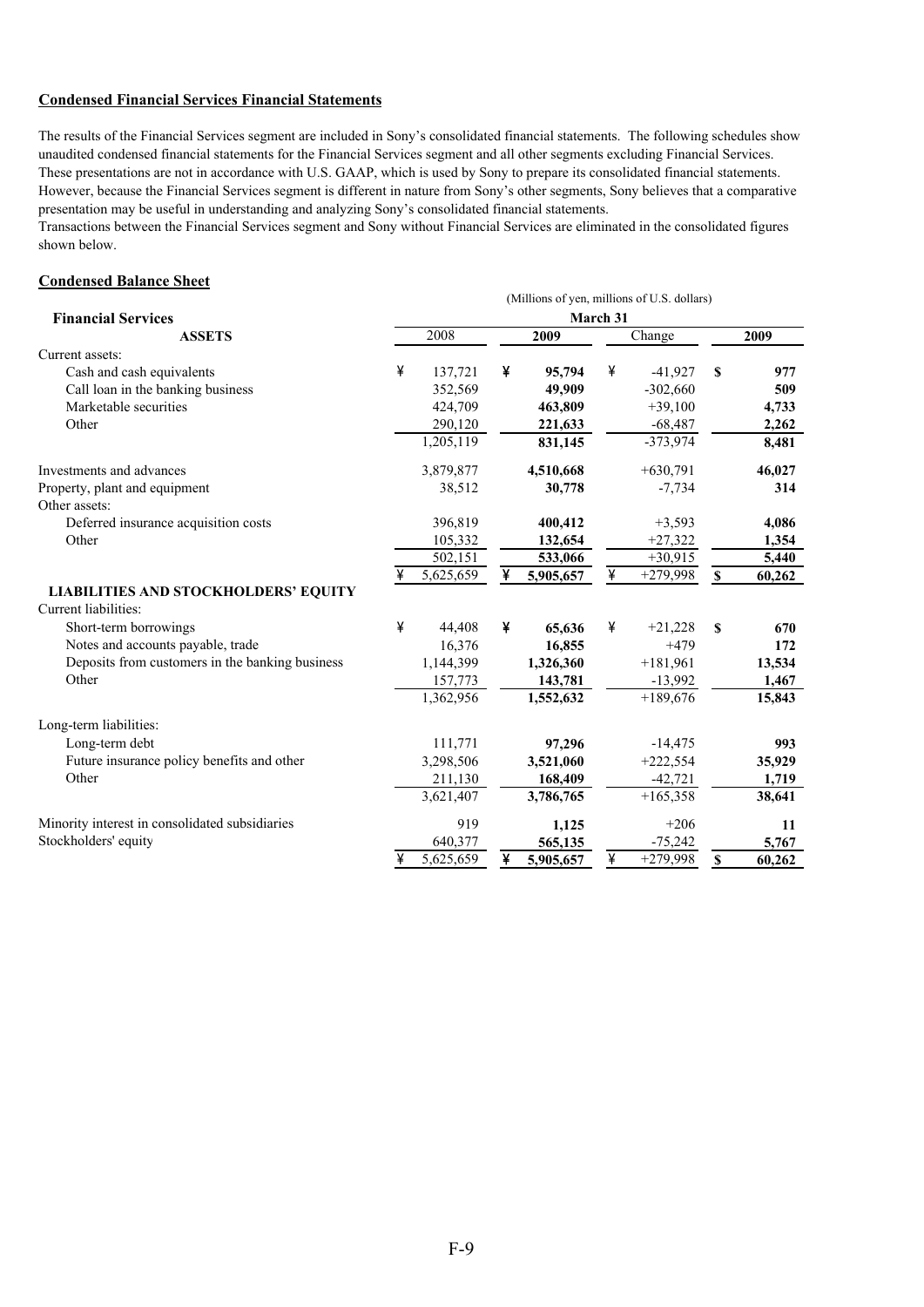**Condensed Financial Services Financial Statements**

The results of the Financial Services segment are included in Sony's consolidated financial statements. The following schedules show unaudited condensed financial statements for the Financial Services segment and all other segments excluding Financial Services. These presentations are not in accordance with U.S. GAAP, which is used by Sony to prepare its consolidated financial statements. However, because the Financial Services segment is different in nature from Sony's other segments, Sony believes that a comparative presentation may be useful in understanding and analyzing Sony's consolidated financial statements.
Transactions between the Financial Services segment and Sony without Financial Services are eliminated in the consolidated figures shown below.

**Condensed Balance Sheet**

(Millions of yen, millions of U.S. dollars)

| Financial Services | March 31 | | | |
|---|---|---|---|---|
| **ASSETS** | 2008 | **2009** | Change | **2009** |
| Current assets: | | | | |
| Cash and cash equivalents | ¥ 137,721 | ¥ **95,794** | ¥ -41,927 | $ **977** |
| Call loan in the banking business | 352,569 | **49,909** | -302,660 | **509** |
| Marketable securities | 424,709 | **463,809** | +39,100 | **4,733** |
| Other | 290,120 | **221,633** | -68,487 | **2,262** |
| | 1,205,119 | **831,145** | -373,974 | **8,481** |
| Investments and advances | 3,879,877 | **4,510,668** | +630,791 | **46,027** |
| Property, plant and equipment | 38,512 | **30,778** | -7,734 | **314** |
| Other assets: | | | | |
| Deferred insurance acquisition costs | 396,819 | **400,412** | +3,593 | **4,086** |
| Other | 105,332 | **132,654** | +27,322 | **1,354** |
| | 502,151 | **533,066** | +30,915 | **5,440** |
| | ¥ 5,625,659 | ¥ **5,905,657** | ¥ +279,998 | $ **60,262** |
| **LIABILITIES AND STOCKHOLDERS' EQUITY** | | | | |
| Current liabilities: | | | | |
| Short-term borrowings | ¥ 44,408 | ¥ **65,636** | ¥ +21,228 | $ **670** |
| Notes and accounts payable, trade | 16,376 | **16,855** | +479 | **172** |
| Deposits from customers in the banking business | 1,144,399 | **1,326,360** | +181,961 | **13,534** |
| Other | 157,773 | **143,781** | -13,992 | **1,467** |
| | 1,362,956 | **1,552,632** | +189,676 | **15,843** |
| Long-term liabilities: | | | | |
| Long-term debt | 111,771 | **97,296** | -14,475 | **993** |
| Future insurance policy benefits and other | 3,298,506 | **3,521,060** | +222,554 | **35,929** |
| Other | 211,130 | **168,409** | -42,721 | **1,719** |
| | 3,621,407 | **3,786,765** | +165,358 | **38,641** |
| Minority interest in consolidated subsidiaries | 919 | **1,125** | +206 | **11** |
| Stockholders' equity | 640,377 | **565,135** | -75,242 | **5,767** |
| | ¥ 5,625,659 | ¥ **5,905,657** | ¥ +279,998 | $ **60,262** |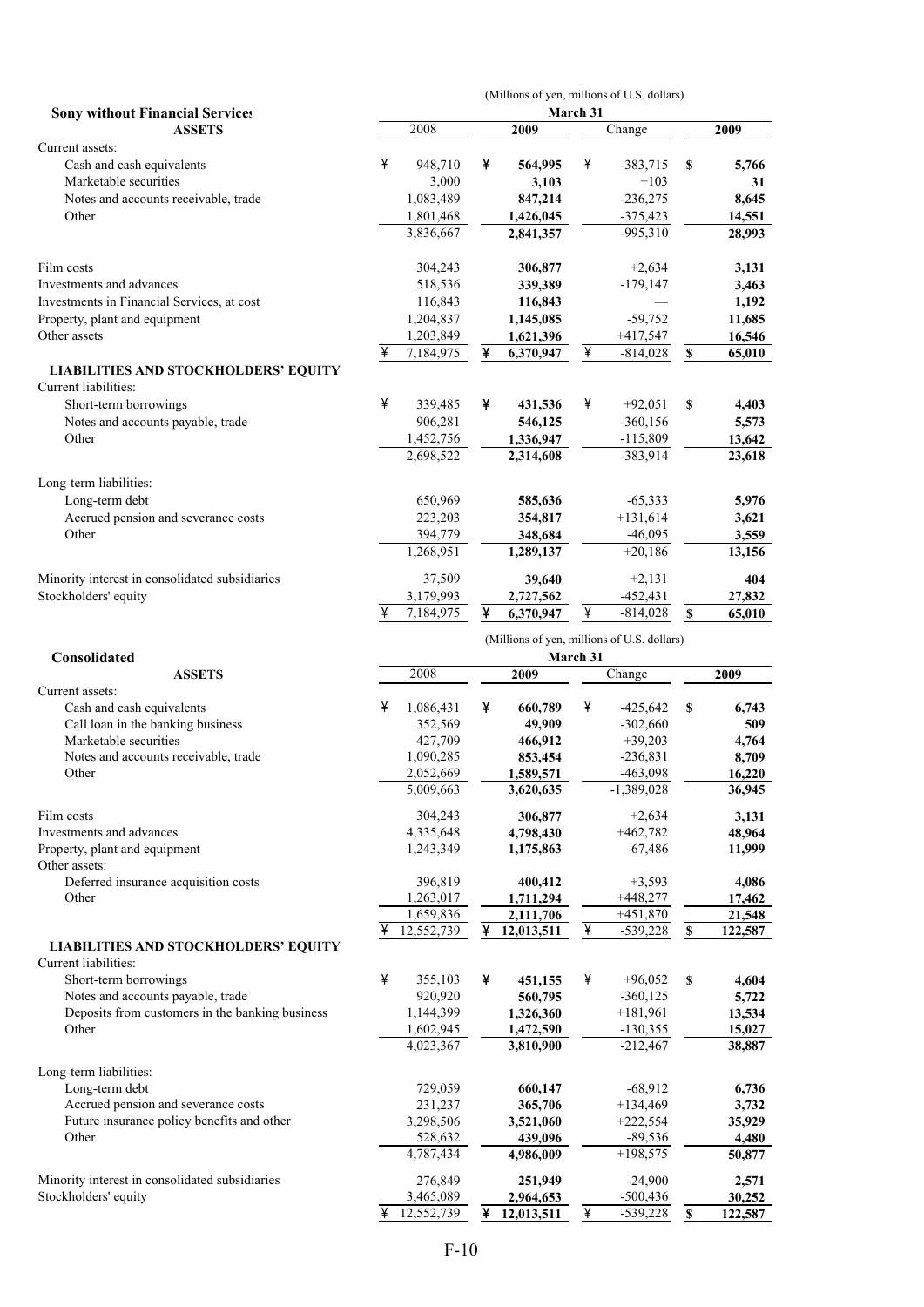## Sony without Financial Services

| ASSETS | (Millions of yen, millions of U.S. dollars) March 31 2008 | 2009 | Change | 2009 |
|---|---|---|---|---|
| Current assets: | | | | |
| Cash and cash equivalents | ¥ 948,710 | ¥ 564,995 | ¥ -383,715 | $ 5,766 |
| Marketable securities | 3,000 | 3,103 | +103 | 31 |
| Notes and accounts receivable, trade | 1,083,489 | 847,214 | -236,275 | 8,645 |
| Other | 1,801,468 | 1,426,045 | -375,423 | 14,551 |
| | 3,836,667 | 2,841,357 | -995,310 | 28,993 |
| Film costs | 304,243 | 306,877 | +2,634 | 3,131 |
| Investments and advances | 518,536 | 339,389 | -179,147 | 3,463 |
| Investments in Financial Services, at cost | 116,843 | 116,843 | — | 1,192 |
| Property, plant and equipment | 1,204,837 | 1,145,085 | -59,752 | 11,685 |
| Other assets | 1,203,849 | 1,621,396 | +417,547 | 16,546 |
| | ¥ 7,184,975 | ¥ 6,370,947 | ¥ -814,028 | $ 65,010 |
| **LIABILITIES AND STOCKHOLDERS' EQUITY** | | | | |
| Current liabilities: | | | | |
| Short-term borrowings | ¥ 339,485 | ¥ 431,536 | ¥ +92,051 | $ 4,403 |
| Notes and accounts payable, trade | 906,281 | 546,125 | -360,156 | 5,573 |
| Other | 1,452,756 | 1,336,947 | -115,809 | 13,642 |
| | 2,698,522 | 2,314,608 | -383,914 | 23,618 |
| Long-term liabilities: | | | | |
| Long-term debt | 650,969 | 585,636 | -65,333 | 5,976 |
| Accrued pension and severance costs | 223,203 | 354,817 | +131,614 | 3,621 |
| Other | 394,779 | 348,684 | -46,095 | 3,559 |
| | 1,268,951 | 1,289,137 | +20,186 | 13,156 |
| Minority interest in consolidated subsidiaries | 37,509 | 39,640 | +2,131 | 404 |
| Stockholders' equity | 3,179,993 | 2,727,562 | -452,431 | 27,832 |
| | ¥ 7,184,975 | ¥ 6,370,947 | ¥ -814,028 | $ 65,010 |

## Consolidated

| ASSETS | (Millions of yen, millions of U.S. dollars) March 31 2008 | 2009 | Change | 2009 |
|---|---|---|---|---|
| Current assets: | | | | |
| Cash and cash equivalents | ¥ 1,086,431 | ¥ 660,789 | ¥ -425,642 | $ 6,743 |
| Call loan in the banking business | 352,569 | 49,909 | -302,660 | 509 |
| Marketable securities | 427,709 | 466,912 | +39,203 | 4,764 |
| Notes and accounts receivable, trade | 1,090,285 | 853,454 | -236,831 | 8,709 |
| Other | 2,052,669 | 1,589,571 | -463,098 | 16,220 |
| | 5,009,663 | 3,620,635 | -1,389,028 | 36,945 |
| Film costs | 304,243 | 306,877 | +2,634 | 3,131 |
| Investments and advances | 4,335,648 | 4,798,430 | +462,782 | 48,964 |
| Property, plant and equipment | 1,243,349 | 1,175,863 | -67,486 | 11,999 |
| Other assets: | | | | |
| Deferred insurance acquisition costs | 396,819 | 400,412 | +3,593 | 4,086 |
| Other | 1,263,017 | 1,711,294 | +448,277 | 17,462 |
| | 1,659,836 | 2,111,706 | +451,870 | 21,548 |
| | ¥ 12,552,739 | ¥ 12,013,511 | ¥ -539,228 | $ 122,587 |
| **LIABILITIES AND STOCKHOLDERS' EQUITY** | | | | |
| Current liabilities: | | | | |
| Short-term borrowings | ¥ 355,103 | ¥ 451,155 | ¥ +96,052 | $ 4,604 |
| Notes and accounts payable, trade | 920,920 | 560,795 | -360,125 | 5,722 |
| Deposits from customers in the banking business | 1,144,399 | 1,326,360 | +181,961 | 13,534 |
| Other | 1,602,945 | 1,472,590 | -130,355 | 15,027 |
| | 4,023,367 | 3,810,900 | -212,467 | 38,887 |
| Long-term liabilities: | | | | |
| Long-term debt | 729,059 | 660,147 | -68,912 | 6,736 |
| Accrued pension and severance costs | 231,237 | 365,706 | +134,469 | 3,732 |
| Future insurance policy benefits and other | 3,298,506 | 3,521,060 | +222,554 | 35,929 |
| Other | 528,632 | 439,096 | -89,536 | 4,480 |
| | 4,787,434 | 4,986,009 | +198,575 | 50,877 |
| Minority interest in consolidated subsidiaries | 276,849 | 251,949 | -24,900 | 2,571 |
| Stockholders' equity | 3,465,089 | 2,964,653 | -500,436 | 30,252 |
| | ¥ 12,552,739 | ¥ 12,013,511 | ¥ -539,228 | $ 122,587 |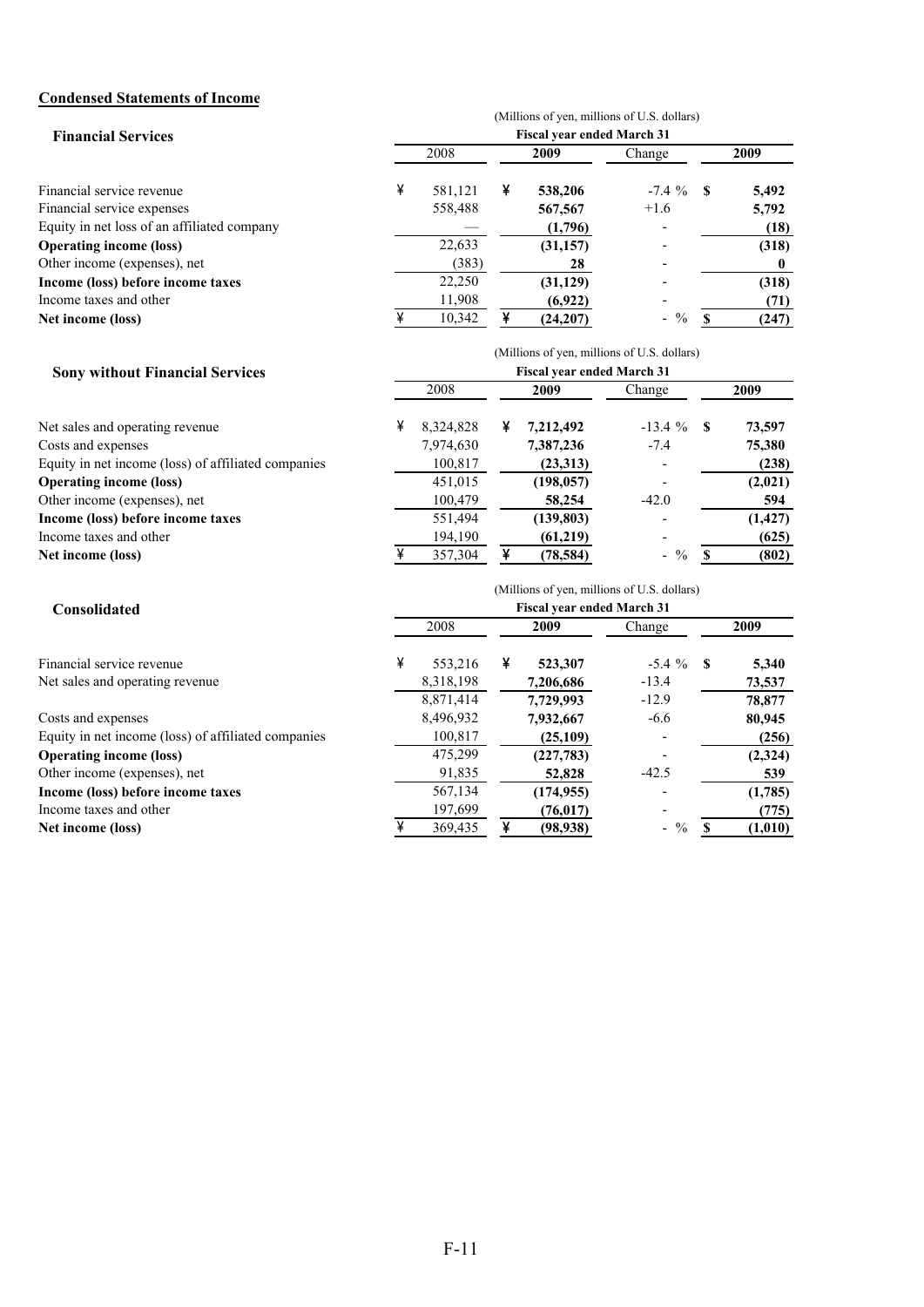## Condensed Statements of Income

### Financial Services

(Millions of yen, millions of U.S. dollars)

| | Fiscal year ended March 31 | | | |
|---|---|---|---|---|
| | 2008 | 2009 | Change | 2009 |
| Financial service revenue | ¥ 581,121 | ¥ **538,206** | -7.4 % | $ **5,492** |
| Financial service expenses | 558,488 | **567,567** | +1.6 | **5,792** |
| Equity in net loss of an affiliated company | — | **(1,796)** | - | **(18)** |
| **Operating income (loss)** | 22,633 | **(31,157)** | - | **(318)** |
| Other income (expenses), net | (383) | **28** | - | **0** |
| **Income (loss) before income taxes** | 22,250 | **(31,129)** | - | **(318)** |
| Income taxes and other | 11,908 | **(6,922)** | - | **(71)** |
| **Net income (loss)** | ¥ 10,342 | ¥ **(24,207)** | - % | $ **(247)** |

### Sony without Financial Services

(Millions of yen, millions of U.S. dollars)

| | Fiscal year ended March 31 | | | |
|---|---|---|---|---|
| | 2008 | 2009 | Change | 2009 |
| Net sales and operating revenue | ¥ 8,324,828 | ¥ **7,212,492** | -13.4 % | $ **73,597** |
| Costs and expenses | 7,974,630 | **7,387,236** | -7.4 | **75,380** |
| Equity in net income (loss) of affiliated companies | 100,817 | **(23,313)** | - | **(238)** |
| **Operating income (loss)** | 451,015 | **(198,057)** | - | **(2,021)** |
| Other income (expenses), net | 100,479 | **58,254** | -42.0 | **594** |
| **Income (loss) before income taxes** | 551,494 | **(139,803)** | - | **(1,427)** |
| Income taxes and other | 194,190 | **(61,219)** | - | **(625)** |
| **Net income (loss)** | ¥ 357,304 | ¥ **(78,584)** | - % | $ **(802)** |

### Consolidated

(Millions of yen, millions of U.S. dollars)

| | Fiscal year ended March 31 | | | |
|---|---|---|---|---|
| | 2008 | 2009 | Change | 2009 |
| Financial service revenue | ¥ 553,216 | ¥ **523,307** | -5.4 % | $ **5,340** |
| Net sales and operating revenue | 8,318,198 | **7,206,686** | -13.4 | **73,537** |
| | 8,871,414 | **7,729,993** | -12.9 | **78,877** |
| Costs and expenses | 8,496,932 | **7,932,667** | -6.6 | **80,945** |
| Equity in net income (loss) of affiliated companies | 100,817 | **(25,109)** | - | **(256)** |
| **Operating income (loss)** | 475,299 | **(227,783)** | - | **(2,324)** |
| Other income (expenses), net | 91,835 | **52,828** | -42.5 | **539** |
| **Income (loss) before income taxes** | 567,134 | **(174,955)** | - | **(1,785)** |
| Income taxes and other | 197,699 | **(76,017)** | - | **(775)** |
| **Net income (loss)** | ¥ 369,435 | ¥ **(98,938)** | - % | $ **(1,010)** |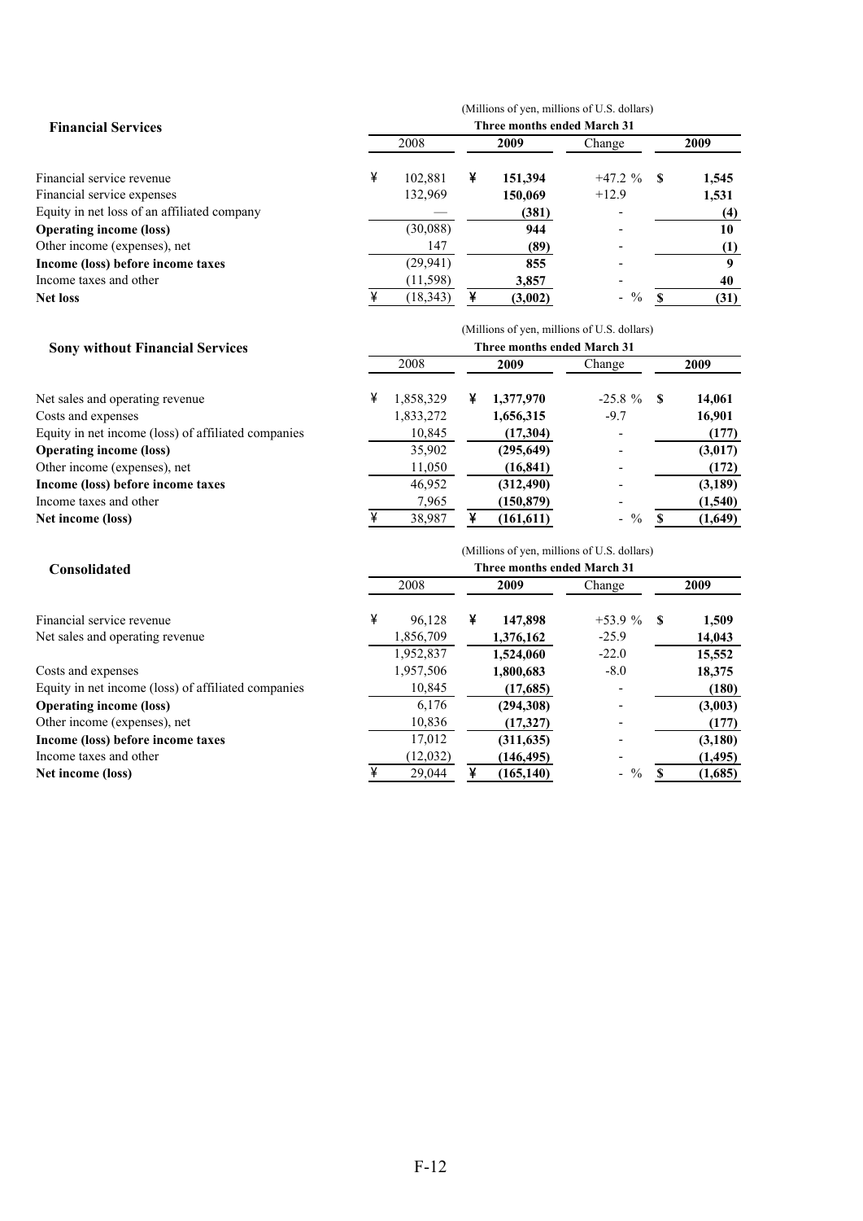**Financial Services**

| | (Millions of yen, millions of U.S. dollars) | | | |
|---|---|---|---|---|
| | Three months ended March 31 | | | |
| | 2008 | 2009 | Change | 2009 |
| Financial service revenue | ¥ 102,881 | ¥ 151,394 | +47.2 % | $ 1,545 |
| Financial service expenses | 132,969 | 150,069 | +12.9 | 1,531 |
| Equity in net loss of an affiliated company | — | (381) | - | (4) |
| **Operating income (loss)** | (30,088) | 944 | - | 10 |
| Other income (expenses), net | 147 | (89) | - | (1) |
| **Income (loss) before income taxes** | (29,941) | 855 | - | 9 |
| Income taxes and other | (11,598) | 3,857 | - | 40 |
| **Net loss** | ¥ (18,343) | ¥ (3,002) | - % | $ (31) |

**Sony without Financial Services**

| | (Millions of yen, millions of U.S. dollars) | | | |
|---|---|---|---|---|
| | Three months ended March 31 | | | |
| | 2008 | 2009 | Change | 2009 |
| Net sales and operating revenue | ¥ 1,858,329 | ¥ 1,377,970 | -25.8 % | $ 14,061 |
| Costs and expenses | 1,833,272 | 1,656,315 | -9.7 | 16,901 |
| Equity in net income (loss) of affiliated companies | 10,845 | (17,304) | - | (177) |
| **Operating income (loss)** | 35,902 | (295,649) | - | (3,017) |
| Other income (expenses), net | 11,050 | (16,841) | - | (172) |
| **Income (loss) before income taxes** | 46,952 | (312,490) | - | (3,189) |
| Income taxes and other | 7,965 | (150,879) | - | (1,540) |
| **Net income (loss)** | ¥ 38,987 | ¥ (161,611) | - % | $ (1,649) |

**Consolidated**

| | (Millions of yen, millions of U.S. dollars) | | | |
|---|---|---|---|---|
| | Three months ended March 31 | | | |
| | 2008 | 2009 | Change | 2009 |
| Financial service revenue | ¥ 96,128 | ¥ 147,898 | +53.9 % | $ 1,509 |
| Net sales and operating revenue | 1,856,709 | 1,376,162 | -25.9 | 14,043 |
| | 1,952,837 | 1,524,060 | -22.0 | 15,552 |
| Costs and expenses | 1,957,506 | 1,800,683 | -8.0 | 18,375 |
| Equity in net income (loss) of affiliated companies | 10,845 | (17,685) | - | (180) |
| **Operating income (loss)** | 6,176 | (294,308) | - | (3,003) |
| Other income (expenses), net | 10,836 | (17,327) | - | (177) |
| **Income (loss) before income taxes** | 17,012 | (311,635) | - | (3,180) |
| Income taxes and other | (12,032) | (146,495) | - | (1,495) |
| **Net income (loss)** | ¥ 29,044 | ¥ (165,140) | - % | $ (1,685) |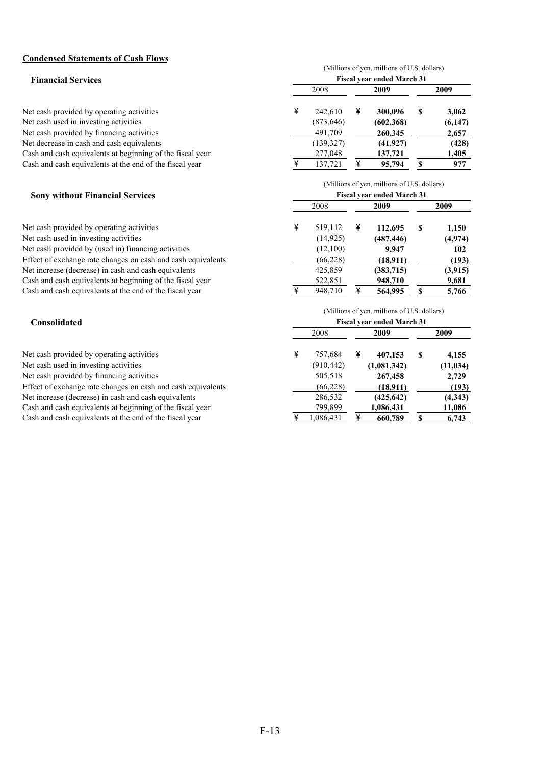## Condensed Statements of Cash Flows

### Financial Services

| | (Millions of yen, millions of U.S. dollars) | | |
|---|---|---|---|
| | Fiscal year ended March 31 | | |
| | 2008 | **2009** | **2009** |
| Net cash provided by operating activities | ¥ 242,610 | ¥ **300,096** | $ **3,062** |
| Net cash used in investing activities | (873,646) | **(602,368)** | **(6,147)** |
| Net cash provided by financing activities | 491,709 | **260,345** | **2,657** |
| Net decrease in cash and cash equivalents | (139,327) | **(41,927)** | **(428)** |
| Cash and cash equivalents at beginning of the fiscal year | 277,048 | **137,721** | **1,405** |
| Cash and cash equivalents at the end of the fiscal year | ¥ 137,721 | ¥ **95,794** | $ **977** |

### Sony without Financial Services

| | (Millions of yen, millions of U.S. dollars) | | |
|---|---|---|---|
| | Fiscal year ended March 31 | | |
| | 2008 | **2009** | **2009** |
| Net cash provided by operating activities | ¥ 519,112 | ¥ **112,695** | $ **1,150** |
| Net cash used in investing activities | (14,925) | **(487,446)** | **(4,974)** |
| Net cash provided by (used in) financing activities | (12,100) | **9,947** | **102** |
| Effect of exchange rate changes on cash and cash equivalents | (66,228) | **(18,911)** | **(193)** |
| Net increase (decrease) in cash and cash equivalents | 425,859 | **(383,715)** | **(3,915)** |
| Cash and cash equivalents at beginning of the fiscal year | 522,851 | **948,710** | **9,681** |
| Cash and cash equivalents at the end of the fiscal year | ¥ 948,710 | ¥ **564,995** | $ **5,766** |

### Consolidated

| | (Millions of yen, millions of U.S. dollars) | | |
|---|---|---|---|
| | Fiscal year ended March 31 | | |
| | 2008 | **2009** | **2009** |
| Net cash provided by operating activities | ¥ 757,684 | ¥ **407,153** | $ **4,155** |
| Net cash used in investing activities | (910,442) | **(1,081,342)** | **(11,034)** |
| Net cash provided by financing activities | 505,518 | **267,458** | **2,729** |
| Effect of exchange rate changes on cash and cash equivalents | (66,228) | **(18,911)** | **(193)** |
| Net increase (decrease) in cash and cash equivalents | 286,532 | **(425,642)** | **(4,343)** |
| Cash and cash equivalents at beginning of the fiscal year | 799,899 | **1,086,431** | **11,086** |
| Cash and cash equivalents at the end of the fiscal year | ¥ 1,086,431 | ¥ **660,789** | $ **6,743** |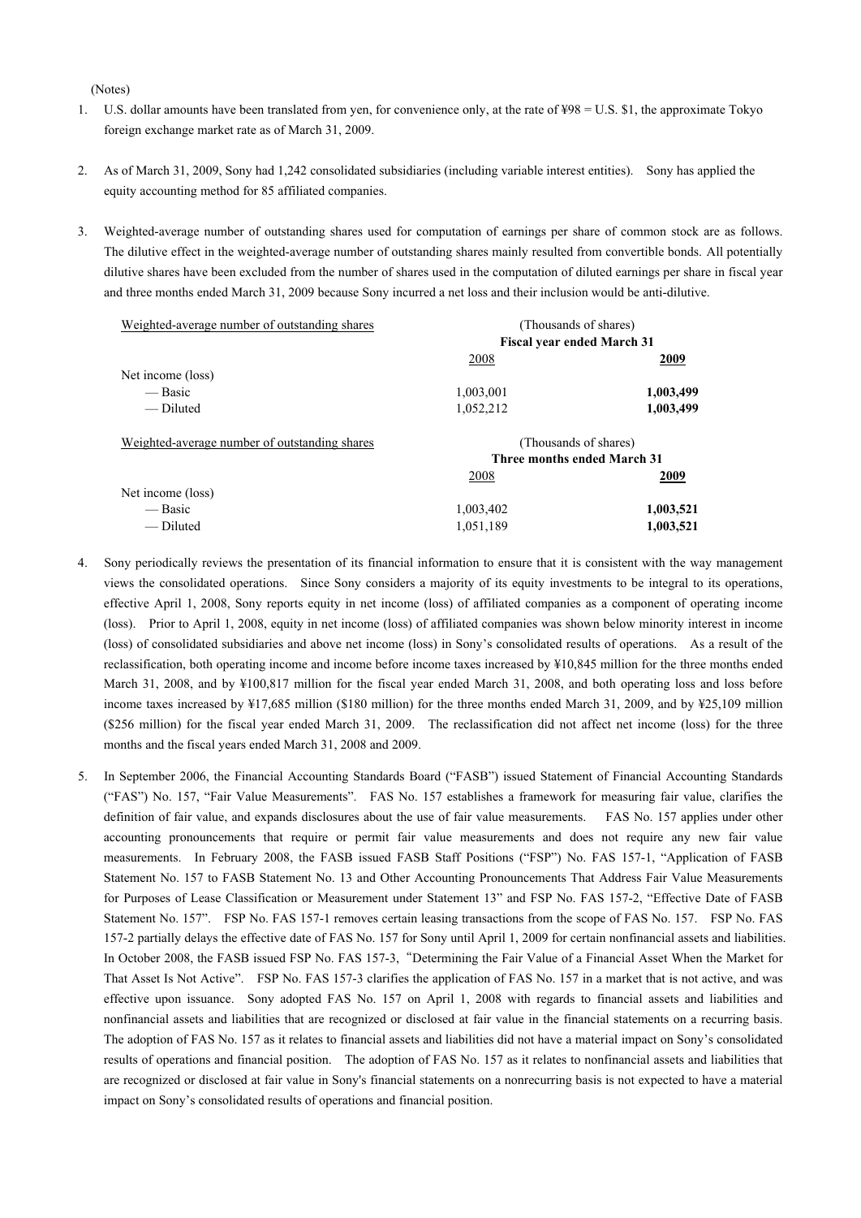(Notes)

1. U.S. dollar amounts have been translated from yen, for convenience only, at the rate of ¥98 = U.S. $1, the approximate Tokyo foreign exchange market rate as of March 31, 2009.

2. As of March 31, 2009, Sony had 1,242 consolidated subsidiaries (including variable interest entities). Sony has applied the equity accounting method for 85 affiliated companies.

3. Weighted-average number of outstanding shares used for computation of earnings per share of common stock are as follows. The dilutive effect in the weighted-average number of outstanding shares mainly resulted from convertible bonds. All potentially dilutive shares have been excluded from the number of shares used in the computation of diluted earnings per share in fiscal year and three months ended March 31, 2009 because Sony incurred a net loss and their inclusion would be anti-dilutive.

| Weighted-average number of outstanding shares | (Thousands of shares) Fiscal year ended March 31 | |
|---|---|---|
| | 2008 | **2009** |
| Net income (loss) | | |
| — Basic | 1,003,001 | **1,003,499** |
| — Diluted | 1,052,212 | **1,003,499** |

| Weighted-average number of outstanding shares | (Thousands of shares) Three months ended March 31 | |
|---|---|---|
| | 2008 | **2009** |
| Net income (loss) | | |
| — Basic | 1,003,402 | **1,003,521** |
| — Diluted | 1,051,189 | **1,003,521** |

4. Sony periodically reviews the presentation of its financial information to ensure that it is consistent with the way management views the consolidated operations. Since Sony considers a majority of its equity investments to be integral to its operations, effective April 1, 2008, Sony reports equity in net income (loss) of affiliated companies as a component of operating income (loss). Prior to April 1, 2008, equity in net income (loss) of affiliated companies was shown below minority interest in income (loss) of consolidated subsidiaries and above net income (loss) in Sony's consolidated results of operations. As a result of the reclassification, both operating income and income before income taxes increased by ¥10,845 million for the three months ended March 31, 2008, and by ¥100,817 million for the fiscal year ended March 31, 2008, and both operating loss and loss before income taxes increased by ¥17,685 million ($180 million) for the three months ended March 31, 2009, and by ¥25,109 million ($256 million) for the fiscal year ended March 31, 2009. The reclassification did not affect net income (loss) for the three months and the fiscal years ended March 31, 2008 and 2009.

5. In September 2006, the Financial Accounting Standards Board ("FASB") issued Statement of Financial Accounting Standards ("FAS") No. 157, "Fair Value Measurements". FAS No. 157 establishes a framework for measuring fair value, clarifies the definition of fair value, and expands disclosures about the use of fair value measurements. FAS No. 157 applies under other accounting pronouncements that require or permit fair value measurements and does not require any new fair value measurements. In February 2008, the FASB issued FASB Staff Positions ("FSP") No. FAS 157-1, "Application of FASB Statement No. 157 to FASB Statement No. 13 and Other Accounting Pronouncements That Address Fair Value Measurements for Purposes of Lease Classification or Measurement under Statement 13" and FSP No. FAS 157-2, "Effective Date of FASB Statement No. 157". FSP No. FAS 157-1 removes certain leasing transactions from the scope of FAS No. 157. FSP No. FAS 157-2 partially delays the effective date of FAS No. 157 for Sony until April 1, 2009 for certain nonfinancial assets and liabilities. In October 2008, the FASB issued FSP No. FAS 157-3, "Determining the Fair Value of a Financial Asset When the Market for That Asset Is Not Active". FSP No. FAS 157-3 clarifies the application of FAS No. 157 in a market that is not active, and was effective upon issuance. Sony adopted FAS No. 157 on April 1, 2008 with regards to financial assets and liabilities and nonfinancial assets and liabilities that are recognized or disclosed at fair value in the financial statements on a recurring basis. The adoption of FAS No. 157 as it relates to financial assets and liabilities did not have a material impact on Sony's consolidated results of operations and financial position. The adoption of FAS No. 157 as it relates to nonfinancial assets and liabilities that are recognized or disclosed at fair value in Sony's financial statements on a nonrecurring basis is not expected to have a material impact on Sony's consolidated results of operations and financial position.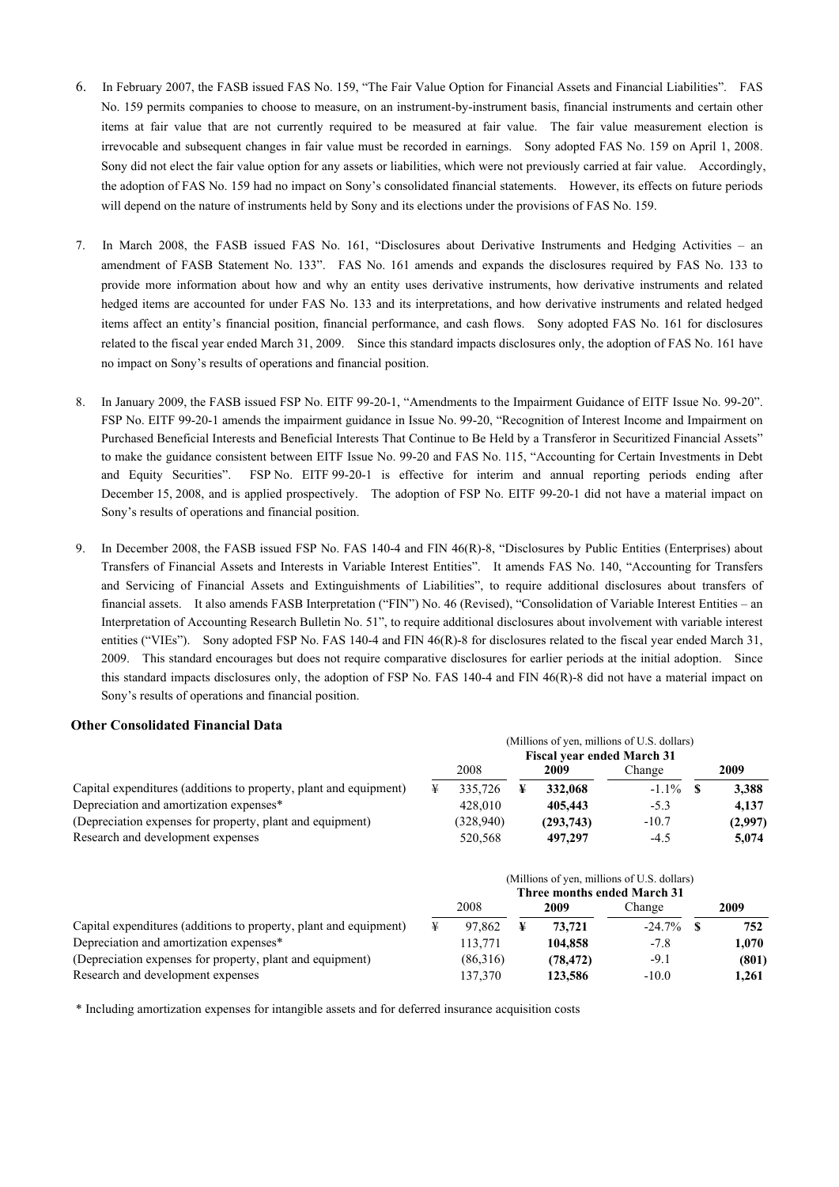6. In February 2007, the FASB issued FAS No. 159, "The Fair Value Option for Financial Assets and Financial Liabilities". FAS No. 159 permits companies to choose to measure, on an instrument-by-instrument basis, financial instruments and certain other items at fair value that are not currently required to be measured at fair value. The fair value measurement election is irrevocable and subsequent changes in fair value must be recorded in earnings. Sony adopted FAS No. 159 on April 1, 2008. Sony did not elect the fair value option for any assets or liabilities, which were not previously carried at fair value. Accordingly, the adoption of FAS No. 159 had no impact on Sony's consolidated financial statements. However, its effects on future periods will depend on the nature of instruments held by Sony and its elections under the provisions of FAS No. 159.

7. In March 2008, the FASB issued FAS No. 161, "Disclosures about Derivative Instruments and Hedging Activities – an amendment of FASB Statement No. 133". FAS No. 161 amends and expands the disclosures required by FAS No. 133 to provide more information about how and why an entity uses derivative instruments, how derivative instruments and related hedged items are accounted for under FAS No. 133 and its interpretations, and how derivative instruments and related hedged items affect an entity's financial position, financial performance, and cash flows. Sony adopted FAS No. 161 for disclosures related to the fiscal year ended March 31, 2009. Since this standard impacts disclosures only, the adoption of FAS No. 161 have no impact on Sony's results of operations and financial position.

8. In January 2009, the FASB issued FSP No. EITF 99-20-1, "Amendments to the Impairment Guidance of EITF Issue No. 99-20". FSP No. EITF 99-20-1 amends the impairment guidance in Issue No. 99-20, "Recognition of Interest Income and Impairment on Purchased Beneficial Interests and Beneficial Interests That Continue to Be Held by a Transferor in Securitized Financial Assets" to make the guidance consistent between EITF Issue No. 99-20 and FAS No. 115, "Accounting for Certain Investments in Debt and Equity Securities". FSP No. EITF 99-20-1 is effective for interim and annual reporting periods ending after December 15, 2008, and is applied prospectively. The adoption of FSP No. EITF 99-20-1 did not have a material impact on Sony's results of operations and financial position.

9. In December 2008, the FASB issued FSP No. FAS 140-4 and FIN 46(R)-8, "Disclosures by Public Entities (Enterprises) about Transfers of Financial Assets and Interests in Variable Interest Entities". It amends FAS No. 140, "Accounting for Transfers and Servicing of Financial Assets and Extinguishments of Liabilities", to require additional disclosures about transfers of financial assets. It also amends FASB Interpretation ("FIN") No. 46 (Revised), "Consolidation of Variable Interest Entities – an Interpretation of Accounting Research Bulletin No. 51", to require additional disclosures about involvement with variable interest entities ("VIEs"). Sony adopted FSP No. FAS 140-4 and FIN 46(R)-8 for disclosures related to the fiscal year ended March 31, 2009. This standard encourages but does not require comparative disclosures for earlier periods at the initial adoption. Since this standard impacts disclosures only, the adoption of FSP No. FAS 140-4 and FIN 46(R)-8 did not have a material impact on Sony's results of operations and financial position.

### Other Consolidated Financial Data

| | (Millions of yen, millions of U.S. dollars) Fiscal year ended March 31 | | | |
|---|---|---|---|---|
| | 2008 | **2009** | Change | **2009** |
| Capital expenditures (additions to property, plant and equipment) | ¥ 335,726 | ¥ **332,068** | -1.1% | $ **3,388** |
| Depreciation and amortization expenses* | 428,010 | **405,443** | -5.3 | **4,137** |
| (Depreciation expenses for property, plant and equipment) | (328,940) | **(293,743)** | -10.7 | **(2,997)** |
| Research and development expenses | 520,568 | **497,297** | -4.5 | **5,074** |

| | (Millions of yen, millions of U.S. dollars) Three months ended March 31 | | | |
|---|---|---|---|---|
| | 2008 | **2009** | Change | **2009** |
| Capital expenditures (additions to property, plant and equipment) | ¥ 97,862 | ¥ **73,721** | -24.7% | $ **752** |
| Depreciation and amortization expenses* | 113,771 | **104,858** | -7.8 | **1,070** |
| (Depreciation expenses for property, plant and equipment) | (86,316) | **(78,472)** | -9.1 | **(801)** |
| Research and development expenses | 137,370 | **123,586** | -10.0 | **1,261** |

* Including amortization expenses for intangible assets and for deferred insurance acquisition costs